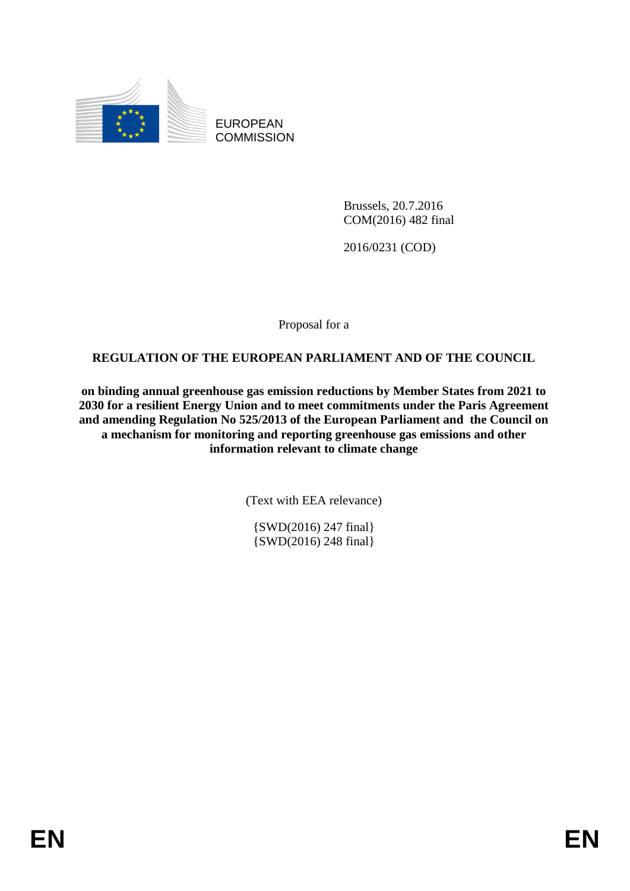EUROPEAN COMMISSION

Brussels, 20.7.2016
COM(2016) 482 final

2016/0231 (COD)

Proposal for a

# REGULATION OF THE EUROPEAN PARLIAMENT AND OF THE COUNCIL

**on binding annual greenhouse gas emission reductions by Member States from 2021 to 2030 for a resilient Energy Union and to meet commitments under the Paris Agreement and amending Regulation No 525/2013 of the European Parliament and the Council on a mechanism for monitoring and reporting greenhouse gas emissions and other information relevant to climate change**

(Text with EEA relevance)

{SWD(2016) 247 final}
{SWD(2016) 248 final}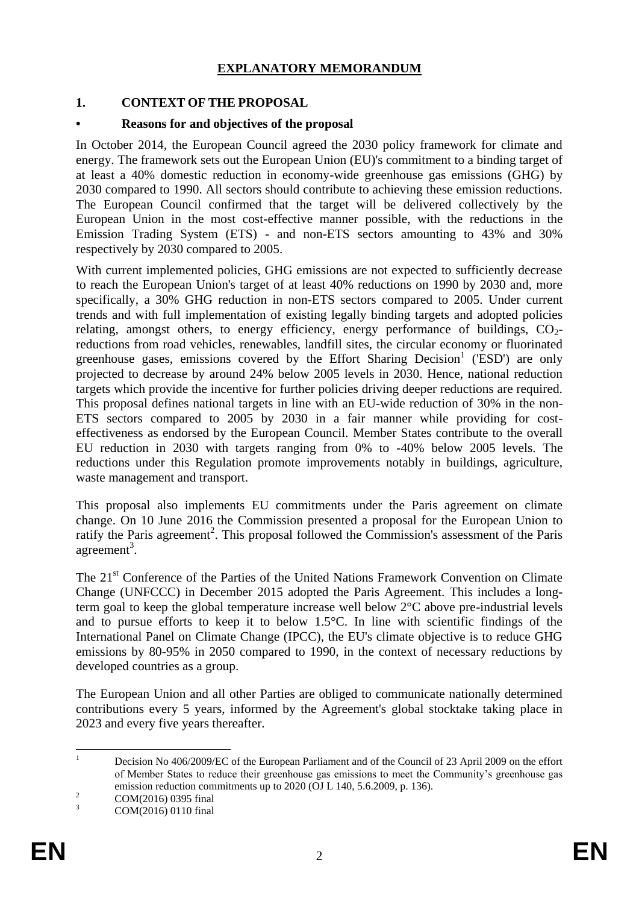# EXPLANATORY MEMORANDUM

## 1. CONTEXT OF THE PROPOSAL

### • Reasons for and objectives of the proposal

In October 2014, the European Council agreed the 2030 policy framework for climate and energy. The framework sets out the European Union (EU)'s commitment to a binding target of at least a 40% domestic reduction in economy-wide greenhouse gas emissions (GHG) by 2030 compared to 1990. All sectors should contribute to achieving these emission reductions. The European Council confirmed that the target will be delivered collectively by the European Union in the most cost-effective manner possible, with the reductions in the Emission Trading System (ETS) - and non-ETS sectors amounting to 43% and 30% respectively by 2030 compared to 2005.

With current implemented policies, GHG emissions are not expected to sufficiently decrease to reach the European Union's target of at least 40% reductions on 1990 by 2030 and, more specifically, a 30% GHG reduction in non-ETS sectors compared to 2005. Under current trends and with full implementation of existing legally binding targets and adopted policies relating, amongst others, to energy efficiency, energy performance of buildings, $CO_2$-reductions from road vehicles, renewables, landfill sites, the circular economy or fluorinated greenhouse gases, emissions covered by the Effort Sharing Decision[1] ('ESD') are only projected to decrease by around 24% below 2005 levels in 2030. Hence, national reduction targets which provide the incentive for further policies driving deeper reductions are required. This proposal defines national targets in line with an EU-wide reduction of 30% in the non-ETS sectors compared to 2005 by 2030 in a fair manner while providing for cost-effectiveness as endorsed by the European Council. Member States contribute to the overall EU reduction in 2030 with targets ranging from 0% to -40% below 2005 levels. The reductions under this Regulation promote improvements notably in buildings, agriculture, waste management and transport.

This proposal also implements EU commitments under the Paris agreement on climate change. On 10 June 2016 the Commission presented a proposal for the European Union to ratify the Paris agreement[2]. This proposal followed the Commission's assessment of the Paris agreement[3].

The 21st Conference of the Parties of the United Nations Framework Convention on Climate Change (UNFCCC) in December 2015 adopted the Paris Agreement. This includes a long-term goal to keep the global temperature increase well below 2°C above pre-industrial levels and to pursue efforts to keep it to below 1.5°C. In line with scientific findings of the International Panel on Climate Change (IPCC), the EU's climate objective is to reduce GHG emissions by 80-95% in 2050 compared to 1990, in the context of necessary reductions by developed countries as a group.

The European Union and all other Parties are obliged to communicate nationally determined contributions every 5 years, informed by the Agreement's global stocktake taking place in 2023 and every five years thereafter.

---

[1] Decision No 406/2009/EC of the European Parliament and of the Council of 23 April 2009 on the effort of Member States to reduce their greenhouse gas emissions to meet the Community's greenhouse gas emission reduction commitments up to 2020 (OJ L 140, 5.6.2009, p. 136).

[2] COM(2016) 0395 final

[3] COM(2016) 0110 final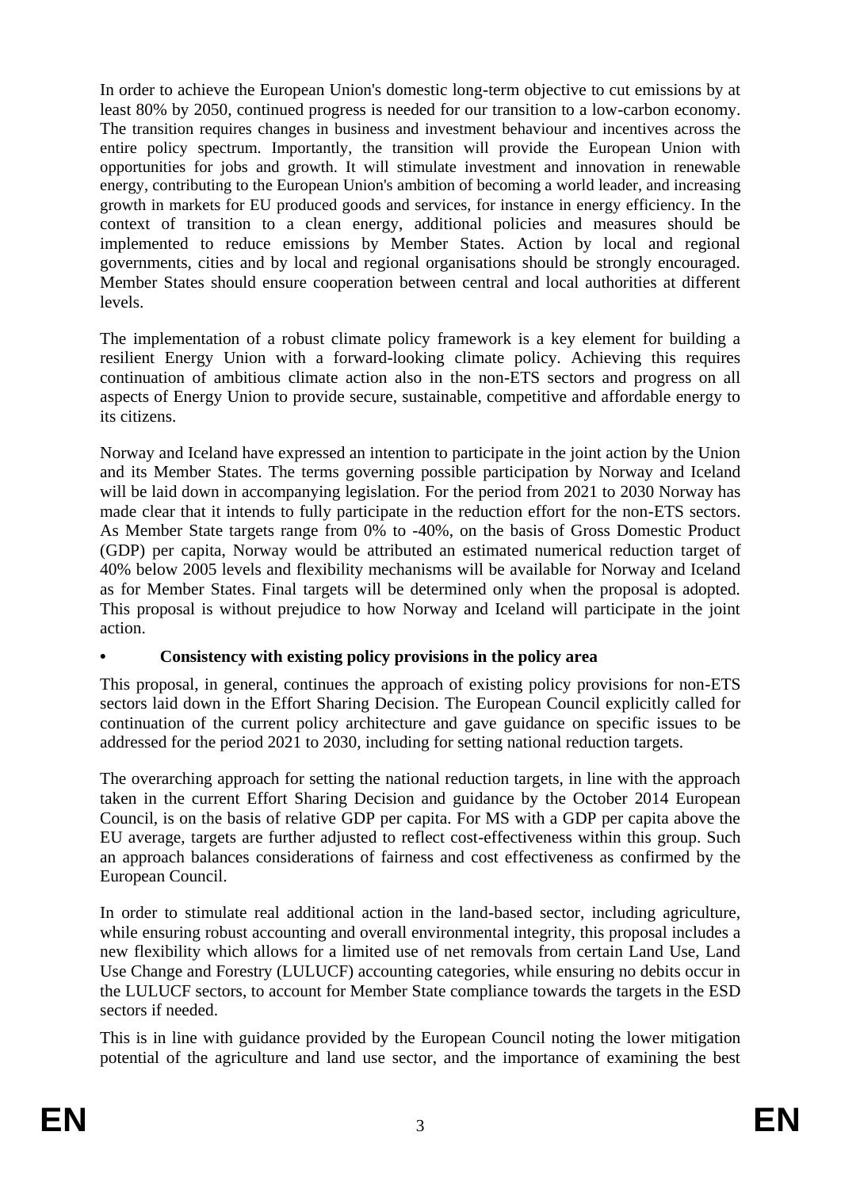In order to achieve the European Union's domestic long-term objective to cut emissions by at least 80% by 2050, continued progress is needed for our transition to a low-carbon economy. The transition requires changes in business and investment behaviour and incentives across the entire policy spectrum. Importantly, the transition will provide the European Union with opportunities for jobs and growth. It will stimulate investment and innovation in renewable energy, contributing to the European Union's ambition of becoming a world leader, and increasing growth in markets for EU produced goods and services, for instance in energy efficiency. In the context of transition to a clean energy, additional policies and measures should be implemented to reduce emissions by Member States. Action by local and regional governments, cities and by local and regional organisations should be strongly encouraged. Member States should ensure cooperation between central and local authorities at different levels.

The implementation of a robust climate policy framework is a key element for building a resilient Energy Union with a forward-looking climate policy. Achieving this requires continuation of ambitious climate action also in the non-ETS sectors and progress on all aspects of Energy Union to provide secure, sustainable, competitive and affordable energy to its citizens.

Norway and Iceland have expressed an intention to participate in the joint action by the Union and its Member States. The terms governing possible participation by Norway and Iceland will be laid down in accompanying legislation. For the period from 2021 to 2030 Norway has made clear that it intends to fully participate in the reduction effort for the non-ETS sectors. As Member State targets range from 0% to -40%, on the basis of Gross Domestic Product (GDP) per capita, Norway would be attributed an estimated numerical reduction target of 40% below 2005 levels and flexibility mechanisms will be available for Norway and Iceland as for Member States. Final targets will be determined only when the proposal is adopted. This proposal is without prejudice to how Norway and Iceland will participate in the joint action.

- **Consistency with existing policy provisions in the policy area**

This proposal, in general, continues the approach of existing policy provisions for non-ETS sectors laid down in the Effort Sharing Decision. The European Council explicitly called for continuation of the current policy architecture and gave guidance on specific issues to be addressed for the period 2021 to 2030, including for setting national reduction targets.

The overarching approach for setting the national reduction targets, in line with the approach taken in the current Effort Sharing Decision and guidance by the October 2014 European Council, is on the basis of relative GDP per capita. For MS with a GDP per capita above the EU average, targets are further adjusted to reflect cost-effectiveness within this group. Such an approach balances considerations of fairness and cost effectiveness as confirmed by the European Council.

In order to stimulate real additional action in the land-based sector, including agriculture, while ensuring robust accounting and overall environmental integrity, this proposal includes a new flexibility which allows for a limited use of net removals from certain Land Use, Land Use Change and Forestry (LULUCF) accounting categories, while ensuring no debits occur in the LULUCF sectors, to account for Member State compliance towards the targets in the ESD sectors if needed.

This is in line with guidance provided by the European Council noting the lower mitigation potential of the agriculture and land use sector, and the importance of examining the best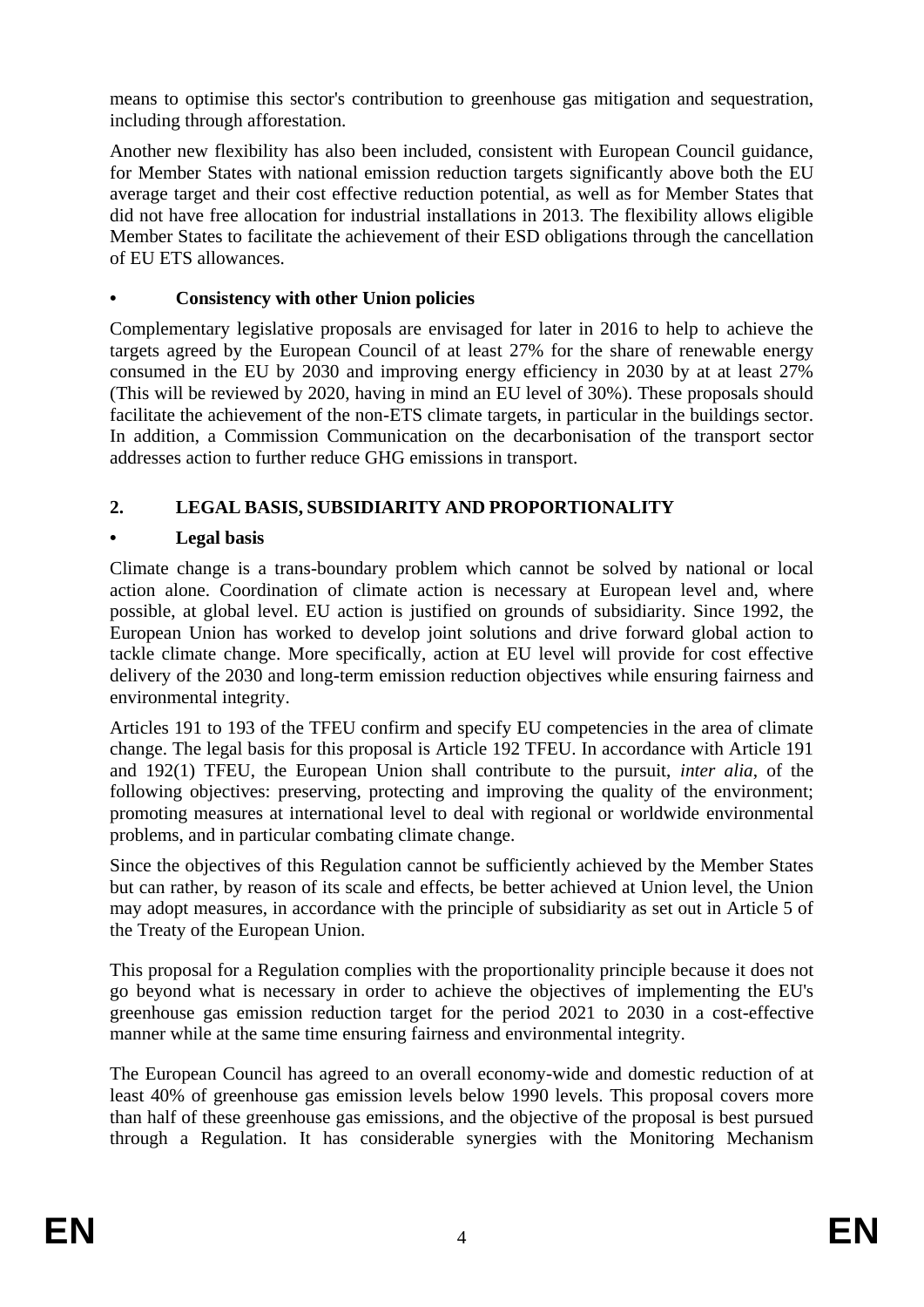means to optimise this sector's contribution to greenhouse gas mitigation and sequestration, including through afforestation.

Another new flexibility has also been included, consistent with European Council guidance, for Member States with national emission reduction targets significantly above both the EU average target and their cost effective reduction potential, as well as for Member States that did not have free allocation for industrial installations in 2013. The flexibility allows eligible Member States to facilitate the achievement of their ESD obligations through the cancellation of EU ETS allowances.

- **Consistency with other Union policies**

Complementary legislative proposals are envisaged for later in 2016 to help to achieve the targets agreed by the European Council of at least 27% for the share of renewable energy consumed in the EU by 2030 and improving energy efficiency in 2030 by at at least 27% (This will be reviewed by 2020, having in mind an EU level of 30%). These proposals should facilitate the achievement of the non-ETS climate targets, in particular in the buildings sector. In addition, a Commission Communication on the decarbonisation of the transport sector addresses action to further reduce GHG emissions in transport.

## 2. LEGAL BASIS, SUBSIDIARITY AND PROPORTIONALITY

- **Legal basis**

Climate change is a trans-boundary problem which cannot be solved by national or local action alone. Coordination of climate action is necessary at European level and, where possible, at global level. EU action is justified on grounds of subsidiarity. Since 1992, the European Union has worked to develop joint solutions and drive forward global action to tackle climate change. More specifically, action at EU level will provide for cost effective delivery of the 2030 and long-term emission reduction objectives while ensuring fairness and environmental integrity.

Articles 191 to 193 of the TFEU confirm and specify EU competencies in the area of climate change. The legal basis for this proposal is Article 192 TFEU. In accordance with Article 191 and 192(1) TFEU, the European Union shall contribute to the pursuit, *inter alia*, of the following objectives: preserving, protecting and improving the quality of the environment; promoting measures at international level to deal with regional or worldwide environmental problems, and in particular combating climate change.

Since the objectives of this Regulation cannot be sufficiently achieved by the Member States but can rather, by reason of its scale and effects, be better achieved at Union level, the Union may adopt measures, in accordance with the principle of subsidiarity as set out in Article 5 of the Treaty of the European Union.

This proposal for a Regulation complies with the proportionality principle because it does not go beyond what is necessary in order to achieve the objectives of implementing the EU's greenhouse gas emission reduction target for the period 2021 to 2030 in a cost-effective manner while at the same time ensuring fairness and environmental integrity.

The European Council has agreed to an overall economy-wide and domestic reduction of at least 40% of greenhouse gas emission levels below 1990 levels. This proposal covers more than half of these greenhouse gas emissions, and the objective of the proposal is best pursued through a Regulation. It has considerable synergies with the Monitoring Mechanism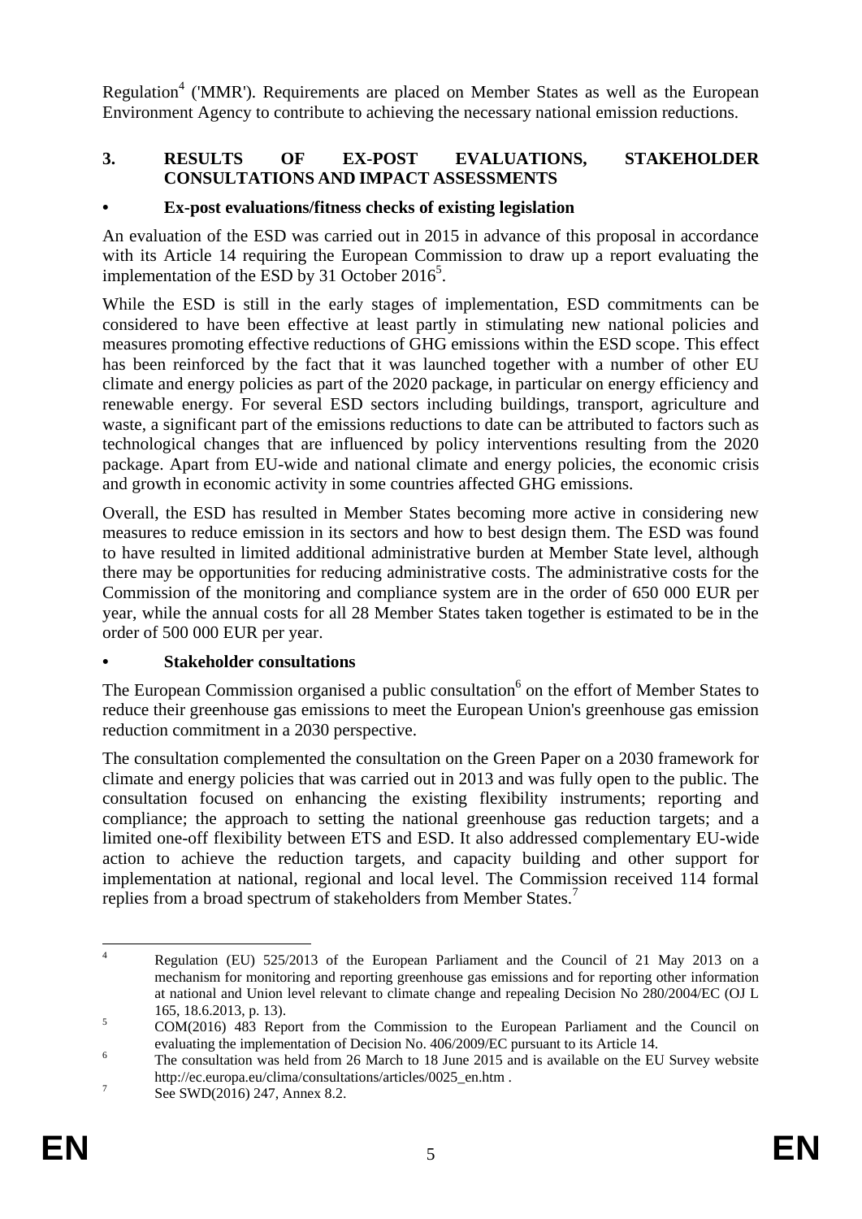Regulation[4] ('MMR'). Requirements are placed on Member States as well as the European Environment Agency to contribute to achieving the necessary national emission reductions.

## 3. RESULTS OF EX-POST EVALUATIONS, STAKEHOLDER CONSULTATIONS AND IMPACT ASSESSMENTS

### • Ex-post evaluations/fitness checks of existing legislation

An evaluation of the ESD was carried out in 2015 in advance of this proposal in accordance with its Article 14 requiring the European Commission to draw up a report evaluating the implementation of the ESD by 31 October 2016[5].

While the ESD is still in the early stages of implementation, ESD commitments can be considered to have been effective at least partly in stimulating new national policies and measures promoting effective reductions of GHG emissions within the ESD scope. This effect has been reinforced by the fact that it was launched together with a number of other EU climate and energy policies as part of the 2020 package, in particular on energy efficiency and renewable energy. For several ESD sectors including buildings, transport, agriculture and waste, a significant part of the emissions reductions to date can be attributed to factors such as technological changes that are influenced by policy interventions resulting from the 2020 package. Apart from EU-wide and national climate and energy policies, the economic crisis and growth in economic activity in some countries affected GHG emissions.

Overall, the ESD has resulted in Member States becoming more active in considering new measures to reduce emission in its sectors and how to best design them. The ESD was found to have resulted in limited additional administrative burden at Member State level, although there may be opportunities for reducing administrative costs. The administrative costs for the Commission of the monitoring and compliance system are in the order of 650 000 EUR per year, while the annual costs for all 28 Member States taken together is estimated to be in the order of 500 000 EUR per year.

### • Stakeholder consultations

The European Commission organised a public consultation[6] on the effort of Member States to reduce their greenhouse gas emissions to meet the European Union's greenhouse gas emission reduction commitment in a 2030 perspective.

The consultation complemented the consultation on the Green Paper on a 2030 framework for climate and energy policies that was carried out in 2013 and was fully open to the public. The consultation focused on enhancing the existing flexibility instruments; reporting and compliance; the approach to setting the national greenhouse gas reduction targets; and a limited one-off flexibility between ETS and ESD. It also addressed complementary EU-wide action to achieve the reduction targets, and capacity building and other support for implementation at national, regional and local level. The Commission received 114 formal replies from a broad spectrum of stakeholders from Member States.[7]

---

[4] Regulation (EU) 525/2013 of the European Parliament and the Council of 21 May 2013 on a mechanism for monitoring and reporting greenhouse gas emissions and for reporting other information at national and Union level relevant to climate change and repealing Decision No 280/2004/EC (OJ L 165, 18.6.2013, p. 13).

[5] COM(2016) 483 Report from the Commission to the European Parliament and the Council on evaluating the implementation of Decision No. 406/2009/EC pursuant to its Article 14.

[6] The consultation was held from 26 March to 18 June 2015 and is available on the EU Survey website http://ec.europa.eu/clima/consultations/articles/0025_en.htm .

[7] See SWD(2016) 247, Annex 8.2.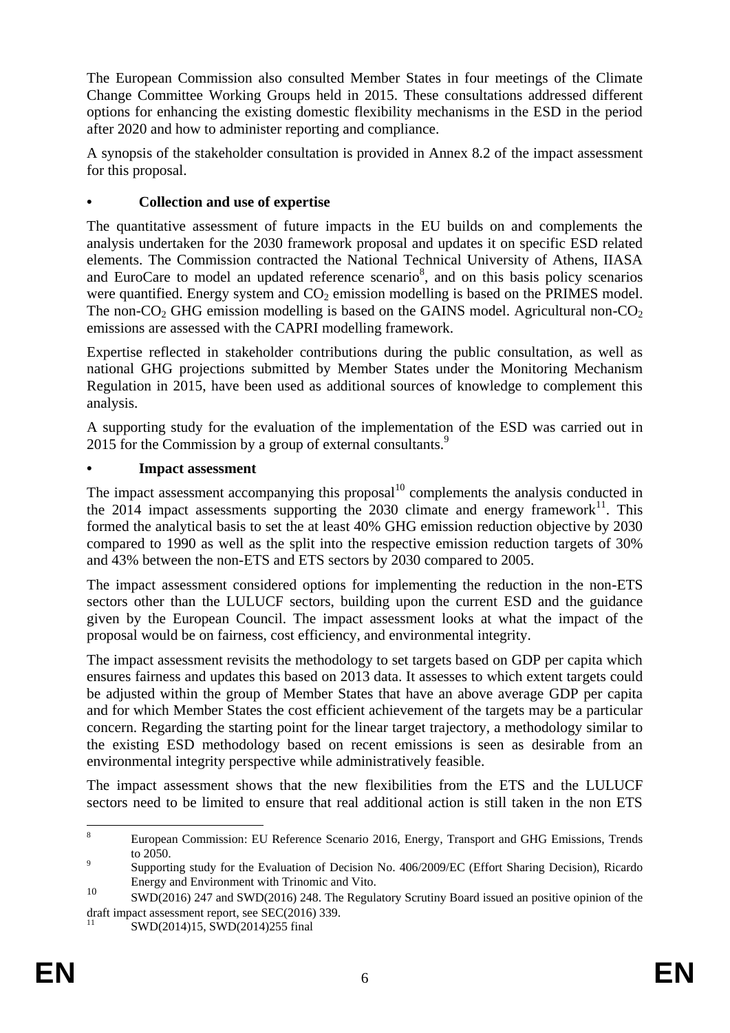The European Commission also consulted Member States in four meetings of the Climate Change Committee Working Groups held in 2015. These consultations addressed different options for enhancing the existing domestic flexibility mechanisms in the ESD in the period after 2020 and how to administer reporting and compliance.

A synopsis of the stakeholder consultation is provided in Annex 8.2 of the impact assessment for this proposal.

- **Collection and use of expertise**

The quantitative assessment of future impacts in the EU builds on and complements the analysis undertaken for the 2030 framework proposal and updates it on specific ESD related elements. The Commission contracted the National Technical University of Athens, IIASA and EuroCare to model an updated reference scenario[8], and on this basis policy scenarios were quantified. Energy system and $CO_2$ emission modelling is based on the PRIMES model. The non-$CO_2$ GHG emission modelling is based on the GAINS model. Agricultural non-$CO_2$ emissions are assessed with the CAPRI modelling framework.

Expertise reflected in stakeholder contributions during the public consultation, as well as national GHG projections submitted by Member States under the Monitoring Mechanism Regulation in 2015, have been used as additional sources of knowledge to complement this analysis.

A supporting study for the evaluation of the implementation of the ESD was carried out in 2015 for the Commission by a group of external consultants.[9]

- **Impact assessment**

The impact assessment accompanying this proposal[10] complements the analysis conducted in the 2014 impact assessments supporting the 2030 climate and energy framework[11]. This formed the analytical basis to set the at least 40% GHG emission reduction objective by 2030 compared to 1990 as well as the split into the respective emission reduction targets of 30% and 43% between the non-ETS and ETS sectors by 2030 compared to 2005.

The impact assessment considered options for implementing the reduction in the non-ETS sectors other than the LULUCF sectors, building upon the current ESD and the guidance given by the European Council. The impact assessment looks at what the impact of the proposal would be on fairness, cost efficiency, and environmental integrity.

The impact assessment revisits the methodology to set targets based on GDP per capita which ensures fairness and updates this based on 2013 data. It assesses to which extent targets could be adjusted within the group of Member States that have an above average GDP per capita and for which Member States the cost efficient achievement of the targets may be a particular concern. Regarding the starting point for the linear target trajectory, a methodology similar to the existing ESD methodology based on recent emissions is seen as desirable from an environmental integrity perspective while administratively feasible.

The impact assessment shows that the new flexibilities from the ETS and the LULUCF sectors need to be limited to ensure that real additional action is still taken in the non ETS

---

[8] European Commission: EU Reference Scenario 2016, Energy, Transport and GHG Emissions, Trends to 2050.

[9] Supporting study for the Evaluation of Decision No. 406/2009/EC (Effort Sharing Decision), Ricardo Energy and Environment with Trinomic and Vito.

[10] SWD(2016) 247 and SWD(2016) 248. The Regulatory Scrutiny Board issued an positive opinion of the draft impact assessment report, see SEC(2016) 339.

[11] SWD(2014)15, SWD(2014)255 final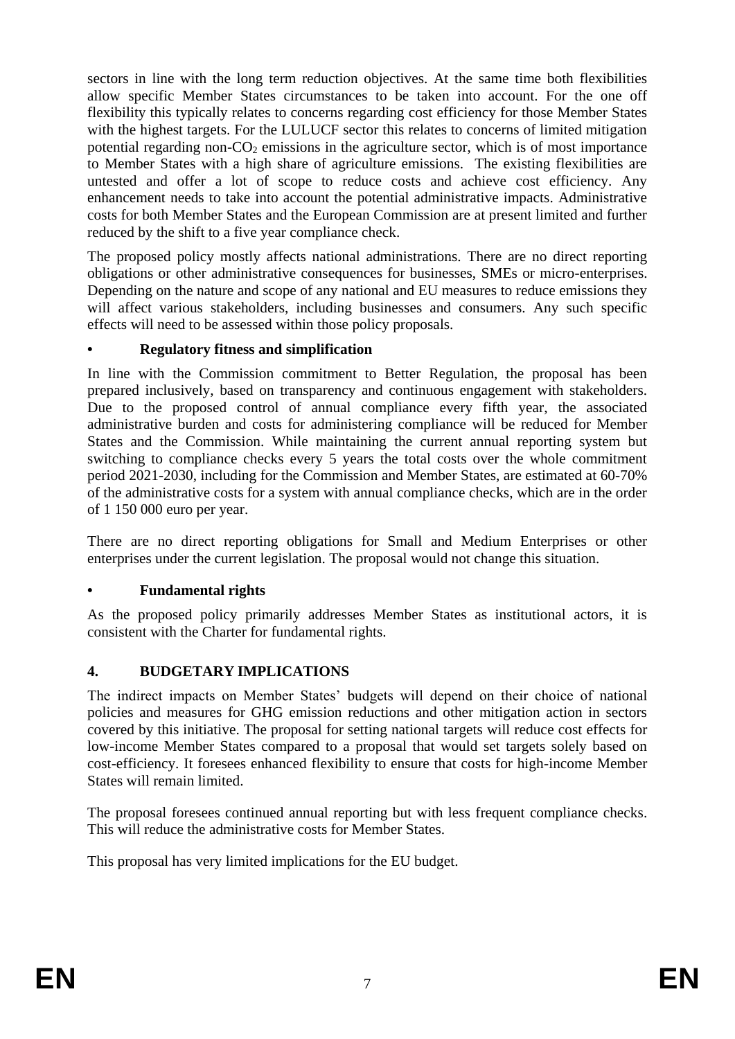sectors in line with the long term reduction objectives. At the same time both flexibilities allow specific Member States circumstances to be taken into account. For the one off flexibility this typically relates to concerns regarding cost efficiency for those Member States with the highest targets. For the LULUCF sector this relates to concerns of limited mitigation potential regarding non-$CO_2$ emissions in the agriculture sector, which is of most importance to Member States with a high share of agriculture emissions. The existing flexibilities are untested and offer a lot of scope to reduce costs and achieve cost efficiency. Any enhancement needs to take into account the potential administrative impacts. Administrative costs for both Member States and the European Commission are at present limited and further reduced by the shift to a five year compliance check.

The proposed policy mostly affects national administrations. There are no direct reporting obligations or other administrative consequences for businesses, SMEs or micro-enterprises. Depending on the nature and scope of any national and EU measures to reduce emissions they will affect various stakeholders, including businesses and consumers. Any such specific effects will need to be assessed within those policy proposals.

- **Regulatory fitness and simplification**

In line with the Commission commitment to Better Regulation, the proposal has been prepared inclusively, based on transparency and continuous engagement with stakeholders. Due to the proposed control of annual compliance every fifth year, the associated administrative burden and costs for administering compliance will be reduced for Member States and the Commission. While maintaining the current annual reporting system but switching to compliance checks every 5 years the total costs over the whole commitment period 2021-2030, including for the Commission and Member States, are estimated at 60-70% of the administrative costs for a system with annual compliance checks, which are in the order of 1 150 000 euro per year.

There are no direct reporting obligations for Small and Medium Enterprises or other enterprises under the current legislation. The proposal would not change this situation.

- **Fundamental rights**

As the proposed policy primarily addresses Member States as institutional actors, it is consistent with the Charter for fundamental rights.

## 4. BUDGETARY IMPLICATIONS

The indirect impacts on Member States' budgets will depend on their choice of national policies and measures for GHG emission reductions and other mitigation action in sectors covered by this initiative. The proposal for setting national targets will reduce cost effects for low-income Member States compared to a proposal that would set targets solely based on cost-efficiency. It foresees enhanced flexibility to ensure that costs for high-income Member States will remain limited.

The proposal foresees continued annual reporting but with less frequent compliance checks. This will reduce the administrative costs for Member States.

This proposal has very limited implications for the EU budget.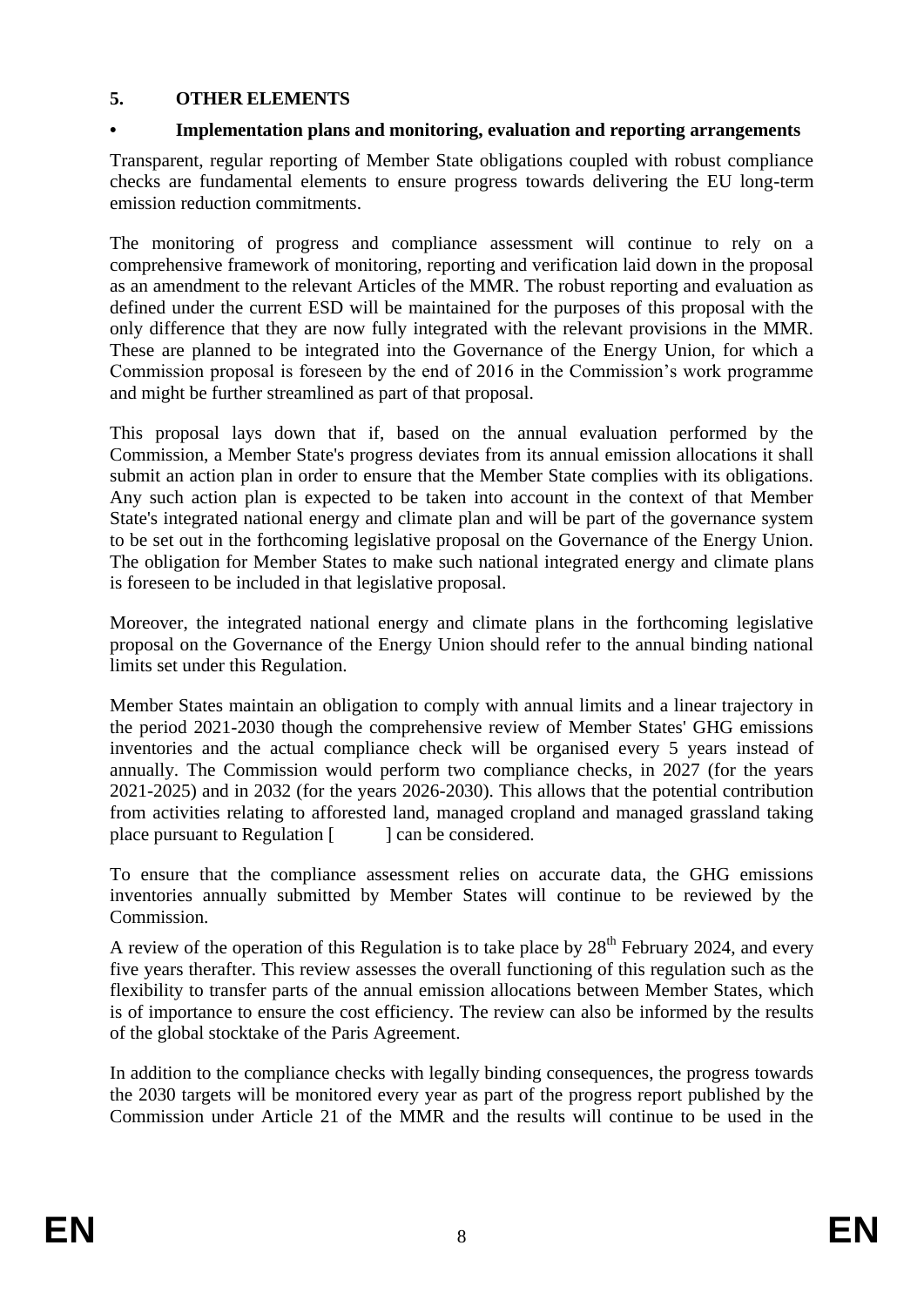## 5. OTHER ELEMENTS

### • Implementation plans and monitoring, evaluation and reporting arrangements

Transparent, regular reporting of Member State obligations coupled with robust compliance checks are fundamental elements to ensure progress towards delivering the EU long-term emission reduction commitments.

The monitoring of progress and compliance assessment will continue to rely on a comprehensive framework of monitoring, reporting and verification laid down in the proposal as an amendment to the relevant Articles of the MMR. The robust reporting and evaluation as defined under the current ESD will be maintained for the purposes of this proposal with the only difference that they are now fully integrated with the relevant provisions in the MMR. These are planned to be integrated into the Governance of the Energy Union, for which a Commission proposal is foreseen by the end of 2016 in the Commission's work programme and might be further streamlined as part of that proposal.

This proposal lays down that if, based on the annual evaluation performed by the Commission, a Member State's progress deviates from its annual emission allocations it shall submit an action plan in order to ensure that the Member State complies with its obligations. Any such action plan is expected to be taken into account in the context of that Member State's integrated national energy and climate plan and will be part of the governance system to be set out in the forthcoming legislative proposal on the Governance of the Energy Union. The obligation for Member States to make such national integrated energy and climate plans is foreseen to be included in that legislative proposal.

Moreover, the integrated national energy and climate plans in the forthcoming legislative proposal on the Governance of the Energy Union should refer to the annual binding national limits set under this Regulation.

Member States maintain an obligation to comply with annual limits and a linear trajectory in the period 2021-2030 though the comprehensive review of Member States' GHG emissions inventories and the actual compliance check will be organised every 5 years instead of annually. The Commission would perform two compliance checks, in 2027 (for the years 2021-2025) and in 2032 (for the years 2026-2030). This allows that the potential contribution from activities relating to afforested land, managed cropland and managed grassland taking place pursuant to Regulation [ ] can be considered.

To ensure that the compliance assessment relies on accurate data, the GHG emissions inventories annually submitted by Member States will continue to be reviewed by the Commission.

A review of the operation of this Regulation is to take place by 28th February 2024, and every five years therafter. This review assesses the overall functioning of this regulation such as the flexibility to transfer parts of the annual emission allocations between Member States, which is of importance to ensure the cost efficiency. The review can also be informed by the results of the global stocktake of the Paris Agreement.

In addition to the compliance checks with legally binding consequences, the progress towards the 2030 targets will be monitored every year as part of the progress report published by the Commission under Article 21 of the MMR and the results will continue to be used in the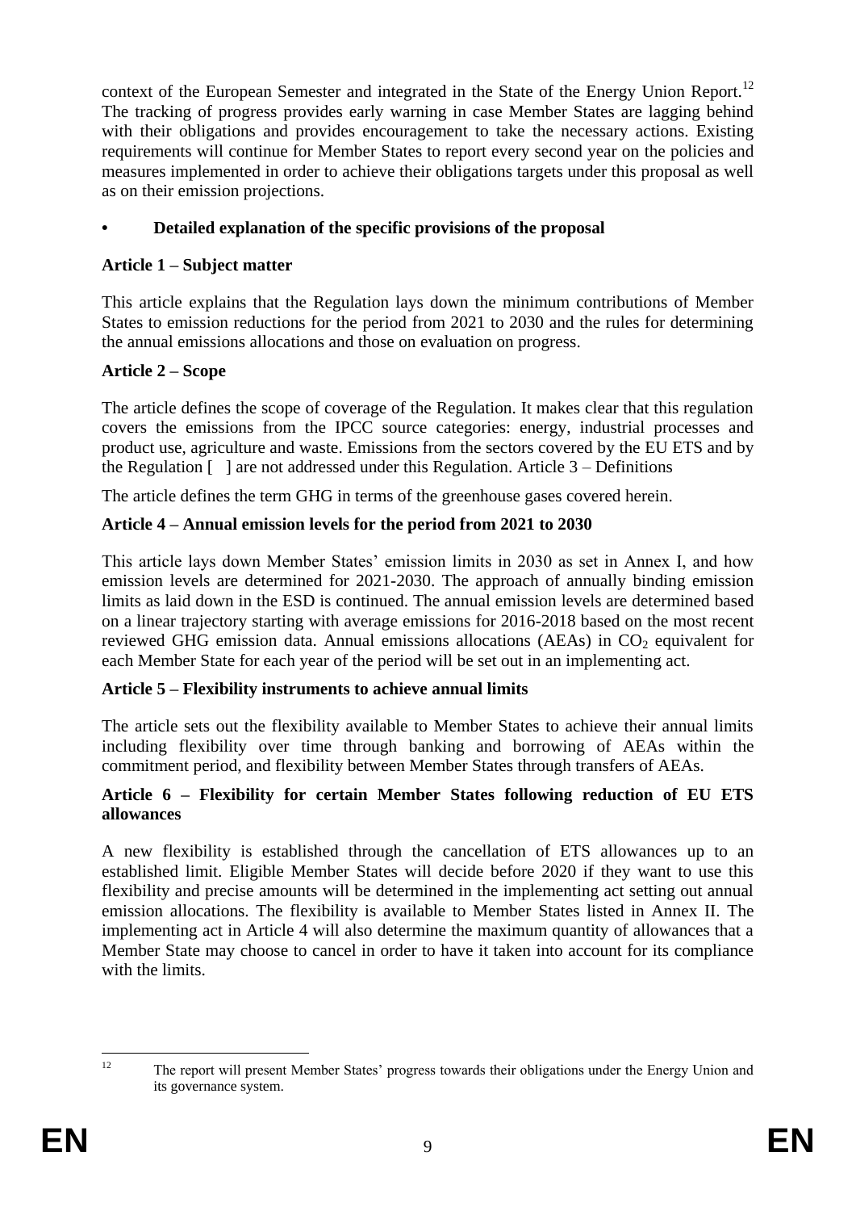context of the European Semester and integrated in the State of the Energy Union Report.[12] The tracking of progress provides early warning in case Member States are lagging behind with their obligations and provides encouragement to take the necessary actions. Existing requirements will continue for Member States to report every second year on the policies and measures implemented in order to achieve their obligations targets under this proposal as well as on their emission projections.

- **Detailed explanation of the specific provisions of the proposal**

**Article 1 – Subject matter**

This article explains that the Regulation lays down the minimum contributions of Member States to emission reductions for the period from 2021 to 2030 and the rules for determining the annual emissions allocations and those on evaluation on progress.

**Article 2 – Scope**

The article defines the scope of coverage of the Regulation. It makes clear that this regulation covers the emissions from the IPCC source categories: energy, industrial processes and product use, agriculture and waste. Emissions from the sectors covered by the EU ETS and by the Regulation [ ] are not addressed under this Regulation. Article 3 – Definitions

The article defines the term GHG in terms of the greenhouse gases covered herein.

**Article 4 – Annual emission levels for the period from 2021 to 2030**

This article lays down Member States' emission limits in 2030 as set in Annex I, and how emission levels are determined for 2021-2030. The approach of annually binding emission limits as laid down in the ESD is continued. The annual emission levels are determined based on a linear trajectory starting with average emissions for 2016-2018 based on the most recent reviewed GHG emission data. Annual emissions allocations (AEAs) in $CO_2$ equivalent for each Member State for each year of the period will be set out in an implementing act.

**Article 5 – Flexibility instruments to achieve annual limits**

The article sets out the flexibility available to Member States to achieve their annual limits including flexibility over time through banking and borrowing of AEAs within the commitment period, and flexibility between Member States through transfers of AEAs.

**Article 6 – Flexibility for certain Member States following reduction of EU ETS allowances**

A new flexibility is established through the cancellation of ETS allowances up to an established limit. Eligible Member States will decide before 2020 if they want to use this flexibility and precise amounts will be determined in the implementing act setting out annual emission allocations. The flexibility is available to Member States listed in Annex II. The implementing act in Article 4 will also determine the maximum quantity of allowances that a Member State may choose to cancel in order to have it taken into account for its compliance with the limits.

---

[12] The report will present Member States' progress towards their obligations under the Energy Union and its governance system.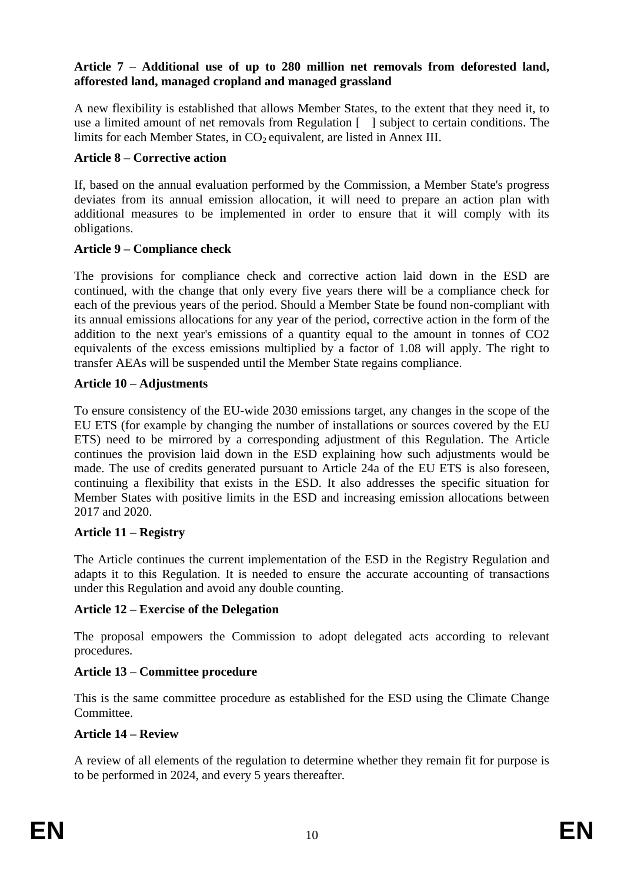**Article 7 – Additional use of up to 280 million net removals from deforested land, afforested land, managed cropland and managed grassland**

A new flexibility is established that allows Member States, to the extent that they need it, to use a limited amount of net removals from Regulation [ ] subject to certain conditions. The limits for each Member States, in $CO_2$ equivalent, are listed in Annex III.

**Article 8 – Corrective action**

If, based on the annual evaluation performed by the Commission, a Member State's progress deviates from its annual emission allocation, it will need to prepare an action plan with additional measures to be implemented in order to ensure that it will comply with its obligations.

**Article 9 – Compliance check**

The provisions for compliance check and corrective action laid down in the ESD are continued, with the change that only every five years there will be a compliance check for each of the previous years of the period. Should a Member State be found non-compliant with its annual emissions allocations for any year of the period, corrective action in the form of the addition to the next year's emissions of a quantity equal to the amount in tonnes of CO2 equivalents of the excess emissions multiplied by a factor of 1.08 will apply. The right to transfer AEAs will be suspended until the Member State regains compliance.

**Article 10 – Adjustments**

To ensure consistency of the EU-wide 2030 emissions target, any changes in the scope of the EU ETS (for example by changing the number of installations or sources covered by the EU ETS) need to be mirrored by a corresponding adjustment of this Regulation. The Article continues the provision laid down in the ESD explaining how such adjustments would be made. The use of credits generated pursuant to Article 24a of the EU ETS is also foreseen, continuing a flexibility that exists in the ESD. It also addresses the specific situation for Member States with positive limits in the ESD and increasing emission allocations between 2017 and 2020.

**Article 11 – Registry**

The Article continues the current implementation of the ESD in the Registry Regulation and adapts it to this Regulation. It is needed to ensure the accurate accounting of transactions under this Regulation and avoid any double counting.

**Article 12 – Exercise of the Delegation**

The proposal empowers the Commission to adopt delegated acts according to relevant procedures.

**Article 13 – Committee procedure**

This is the same committee procedure as established for the ESD using the Climate Change Committee.

**Article 14 – Review**

A review of all elements of the regulation to determine whether they remain fit for purpose is to be performed in 2024, and every 5 years thereafter.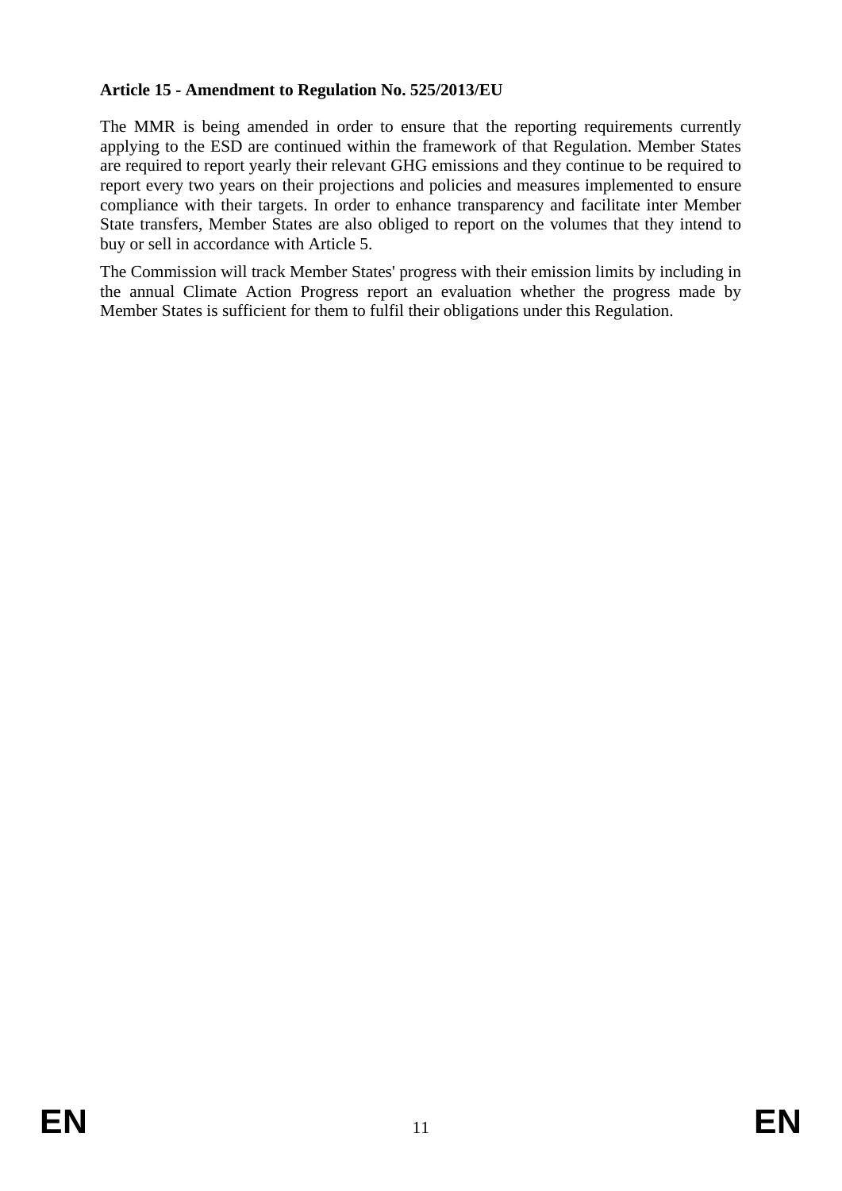**Article 15 - Amendment to Regulation No. 525/2013/EU**

The MMR is being amended in order to ensure that the reporting requirements currently applying to the ESD are continued within the framework of that Regulation. Member States are required to report yearly their relevant GHG emissions and they continue to be required to report every two years on their projections and policies and measures implemented to ensure compliance with their targets. In order to enhance transparency and facilitate inter Member State transfers, Member States are also obliged to report on the volumes that they intend to buy or sell in accordance with Article 5.

The Commission will track Member States' progress with their emission limits by including in the annual Climate Action Progress report an evaluation whether the progress made by Member States is sufficient for them to fulfil their obligations under this Regulation.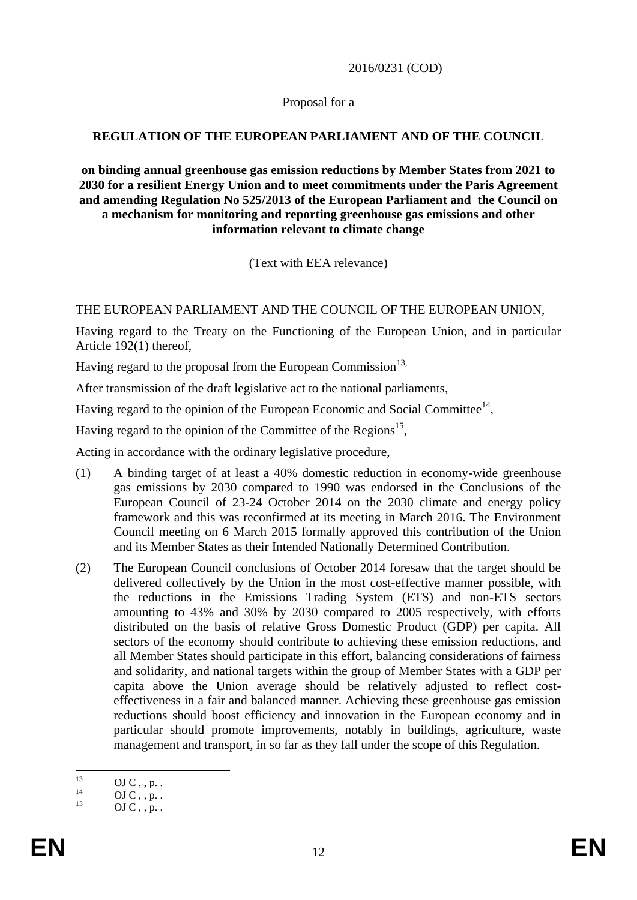2016/0231 (COD)

Proposal for a

**REGULATION OF THE EUROPEAN PARLIAMENT AND OF THE COUNCIL**

**on binding annual greenhouse gas emission reductions by Member States from 2021 to 2030 for a resilient Energy Union and to meet commitments under the Paris Agreement and amending Regulation No 525/2013 of the European Parliament and the Council on a mechanism for monitoring and reporting greenhouse gas emissions and other information relevant to climate change**

(Text with EEA relevance)

THE EUROPEAN PARLIAMENT AND THE COUNCIL OF THE EUROPEAN UNION,

Having regard to the Treaty on the Functioning of the European Union, and in particular Article 192(1) thereof,

Having regard to the proposal from the European Commission[13],

After transmission of the draft legislative act to the national parliaments,

Having regard to the opinion of the European Economic and Social Committee[14],

Having regard to the opinion of the Committee of the Regions[15],

Acting in accordance with the ordinary legislative procedure,

(1) A binding target of at least a 40% domestic reduction in economy-wide greenhouse gas emissions by 2030 compared to 1990 was endorsed in the Conclusions of the European Council of 23-24 October 2014 on the 2030 climate and energy policy framework and this was reconfirmed at its meeting in March 2016. The Environment Council meeting on 6 March 2015 formally approved this contribution of the Union and its Member States as their Intended Nationally Determined Contribution.

(2) The European Council conclusions of October 2014 foresaw that the target should be delivered collectively by the Union in the most cost-effective manner possible, with the reductions in the Emissions Trading System (ETS) and non-ETS sectors amounting to 43% and 30% by 2030 compared to 2005 respectively, with efforts distributed on the basis of relative Gross Domestic Product (GDP) per capita. All sectors of the economy should contribute to achieving these emission reductions, and all Member States should participate in this effort, balancing considerations of fairness and solidarity, and national targets within the group of Member States with a GDP per capita above the Union average should be relatively adjusted to reflect cost-effectiveness in a fair and balanced manner. Achieving these greenhouse gas emission reductions should boost efficiency and innovation in the European economy and in particular should promote improvements, notably in buildings, agriculture, waste management and transport, in so far as they fall under the scope of this Regulation.

---

[13] OJ C , , p. .

[14] OJ C , , p. .

[15] OJ C , , p. .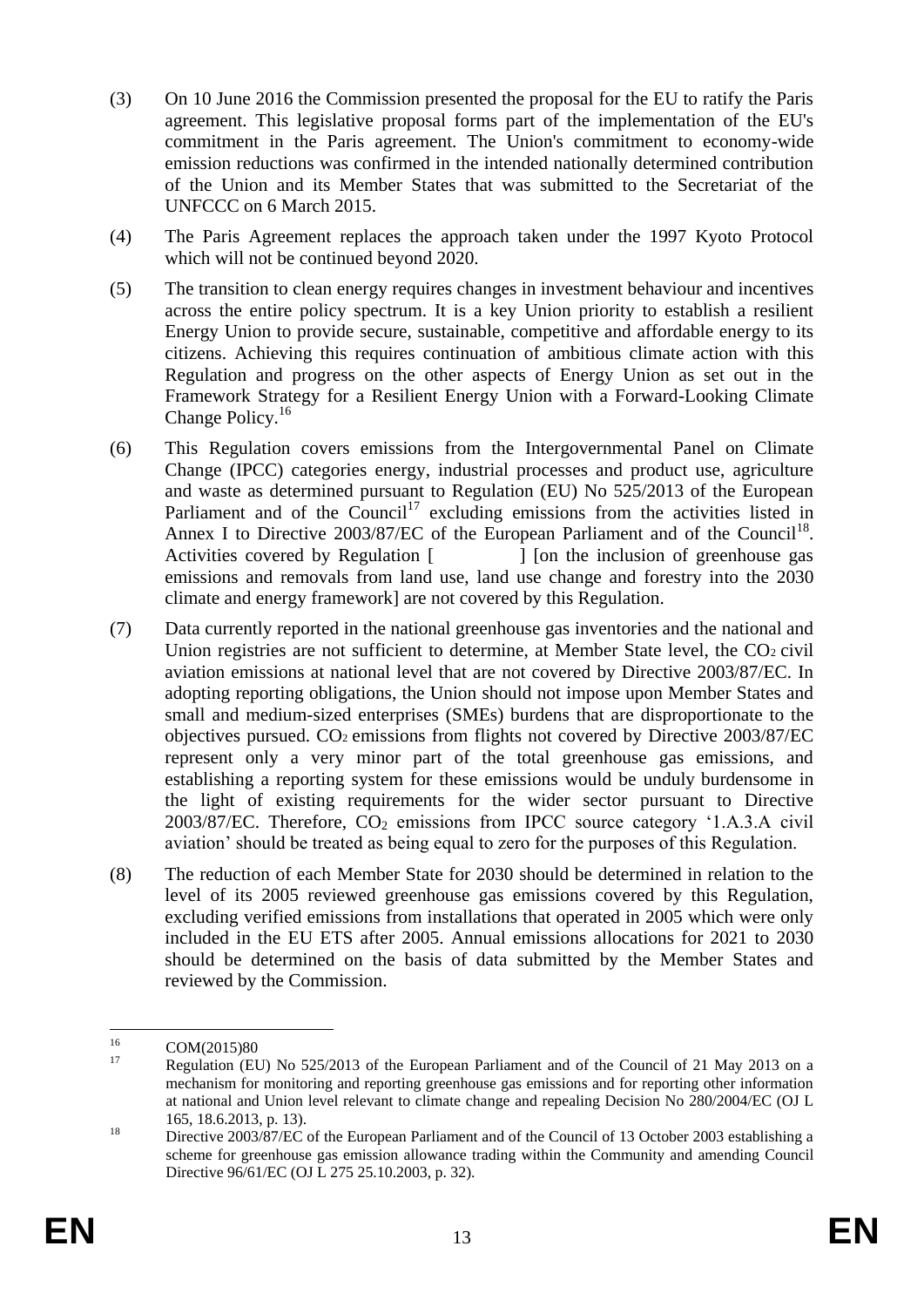(3) On 10 June 2016 the Commission presented the proposal for the EU to ratify the Paris agreement. This legislative proposal forms part of the implementation of the EU's commitment in the Paris agreement. The Union's commitment to economy-wide emission reductions was confirmed in the intended nationally determined contribution of the Union and its Member States that was submitted to the Secretariat of the UNFCCC on 6 March 2015.

(4) The Paris Agreement replaces the approach taken under the 1997 Kyoto Protocol which will not be continued beyond 2020.

(5) The transition to clean energy requires changes in investment behaviour and incentives across the entire policy spectrum. It is a key Union priority to establish a resilient Energy Union to provide secure, sustainable, competitive and affordable energy to its citizens. Achieving this requires continuation of ambitious climate action with this Regulation and progress on the other aspects of Energy Union as set out in the Framework Strategy for a Resilient Energy Union with a Forward-Looking Climate Change Policy.[16]

(6) This Regulation covers emissions from the Intergovernmental Panel on Climate Change (IPCC) categories energy, industrial processes and product use, agriculture and waste as determined pursuant to Regulation (EU) No 525/2013 of the European Parliament and of the Council[17] excluding emissions from the activities listed in Annex I to Directive 2003/87/EC of the European Parliament and of the Council[18]. Activities covered by Regulation [ ] [on the inclusion of greenhouse gas emissions and removals from land use, land use change and forestry into the 2030 climate and energy framework] are not covered by this Regulation.

(7) Data currently reported in the national greenhouse gas inventories and the national and Union registries are not sufficient to determine, at Member State level, the $CO_2$ civil aviation emissions at national level that are not covered by Directive 2003/87/EC. In adopting reporting obligations, the Union should not impose upon Member States and small and medium-sized enterprises (SMEs) burdens that are disproportionate to the objectives pursued. $CO_2$ emissions from flights not covered by Directive 2003/87/EC represent only a very minor part of the total greenhouse gas emissions, and establishing a reporting system for these emissions would be unduly burdensome in the light of existing requirements for the wider sector pursuant to Directive 2003/87/EC. Therefore, $CO_2$ emissions from IPCC source category '1.A.3.A civil aviation' should be treated as being equal to zero for the purposes of this Regulation.

(8) The reduction of each Member State for 2030 should be determined in relation to the level of its 2005 reviewed greenhouse gas emissions covered by this Regulation, excluding verified emissions from installations that operated in 2005 which were only included in the EU ETS after 2005. Annual emissions allocations for 2021 to 2030 should be determined on the basis of data submitted by the Member States and reviewed by the Commission.

---

[16] COM(2015)80

[17] Regulation (EU) No 525/2013 of the European Parliament and of the Council of 21 May 2013 on a mechanism for monitoring and reporting greenhouse gas emissions and for reporting other information at national and Union level relevant to climate change and repealing Decision No 280/2004/EC (OJ L 165, 18.6.2013, p. 13).

[18] Directive 2003/87/EC of the European Parliament and of the Council of 13 October 2003 establishing a scheme for greenhouse gas emission allowance trading within the Community and amending Council Directive 96/61/EC (OJ L 275 25.10.2003, p. 32).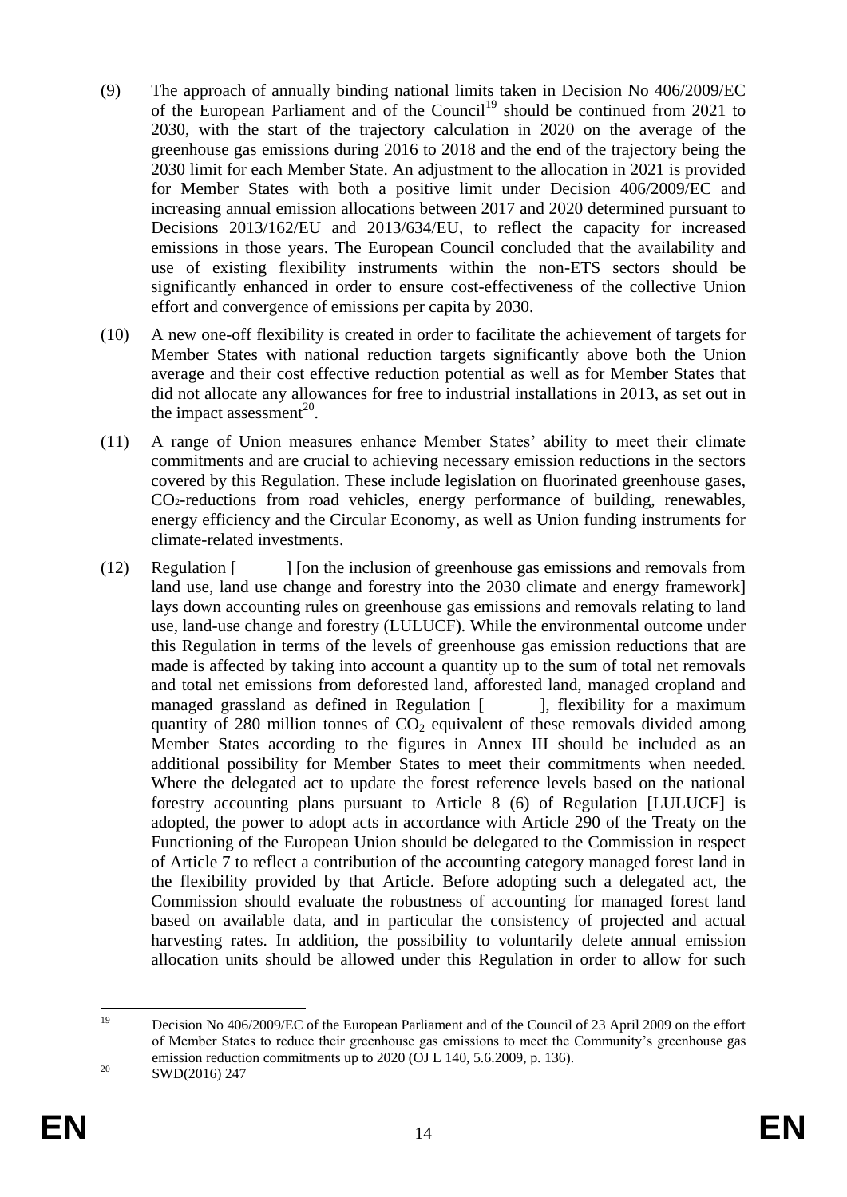(9) The approach of annually binding national limits taken in Decision No 406/2009/EC of the European Parliament and of the Council[19] should be continued from 2021 to 2030, with the start of the trajectory calculation in 2020 on the average of the greenhouse gas emissions during 2016 to 2018 and the end of the trajectory being the 2030 limit for each Member State. An adjustment to the allocation in 2021 is provided for Member States with both a positive limit under Decision 406/2009/EC and increasing annual emission allocations between 2017 and 2020 determined pursuant to Decisions 2013/162/EU and 2013/634/EU, to reflect the capacity for increased emissions in those years. The European Council concluded that the availability and use of existing flexibility instruments within the non-ETS sectors should be significantly enhanced in order to ensure cost-effectiveness of the collective Union effort and convergence of emissions per capita by 2030.

(10) A new one-off flexibility is created in order to facilitate the achievement of targets for Member States with national reduction targets significantly above both the Union average and their cost effective reduction potential as well as for Member States that did not allocate any allowances for free to industrial installations in 2013, as set out in the impact assessment[20].

(11) A range of Union measures enhance Member States' ability to meet their climate commitments and are crucial to achieving necessary emission reductions in the sectors covered by this Regulation. These include legislation on fluorinated greenhouse gases, $CO_2$-reductions from road vehicles, energy performance of building, renewables, energy efficiency and the Circular Economy, as well as Union funding instruments for climate-related investments.

(12) Regulation [ ] [on the inclusion of greenhouse gas emissions and removals from land use, land use change and forestry into the 2030 climate and energy framework] lays down accounting rules on greenhouse gas emissions and removals relating to land use, land-use change and forestry (LULUCF). While the environmental outcome under this Regulation in terms of the levels of greenhouse gas emission reductions that are made is affected by taking into account a quantity up to the sum of total net removals and total net emissions from deforested land, afforested land, managed cropland and managed grassland as defined in Regulation [ ], flexibility for a maximum quantity of 280 million tonnes of $CO_2$ equivalent of these removals divided among Member States according to the figures in Annex III should be included as an additional possibility for Member States to meet their commitments when needed. Where the delegated act to update the forest reference levels based on the national forestry accounting plans pursuant to Article 8 (6) of Regulation [LULUCF] is adopted, the power to adopt acts in accordance with Article 290 of the Treaty on the Functioning of the European Union should be delegated to the Commission in respect of Article 7 to reflect a contribution of the accounting category managed forest land in the flexibility provided by that Article. Before adopting such a delegated act, the Commission should evaluate the robustness of accounting for managed forest land based on available data, and in particular the consistency of projected and actual harvesting rates. In addition, the possibility to voluntarily delete annual emission allocation units should be allowed under this Regulation in order to allow for such

---

[19] Decision No 406/2009/EC of the European Parliament and of the Council of 23 April 2009 on the effort of Member States to reduce their greenhouse gas emissions to meet the Community's greenhouse gas emission reduction commitments up to 2020 (OJ L 140, 5.6.2009, p. 136).

[20] SWD(2016) 247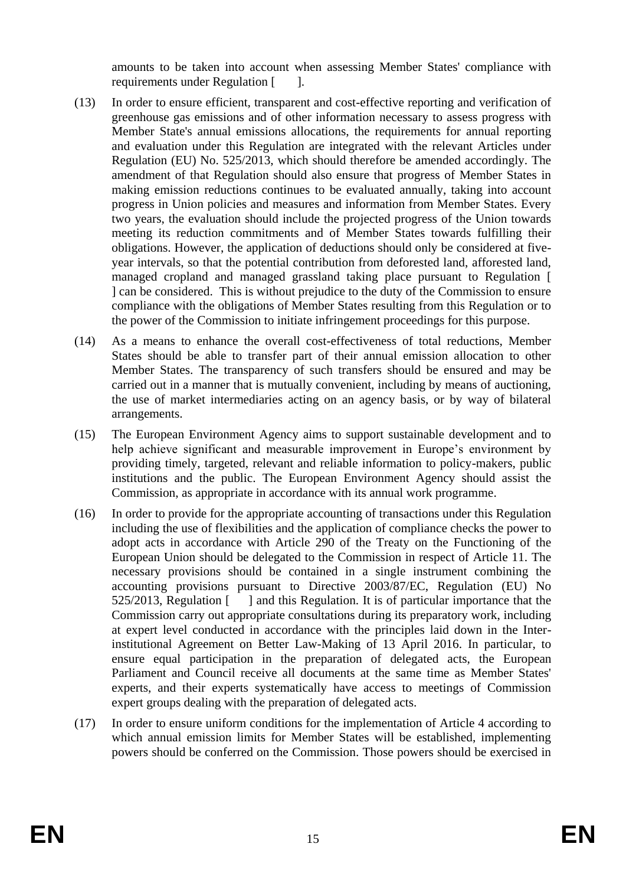amounts to be taken into account when assessing Member States' compliance with requirements under Regulation [ ].

(13) In order to ensure efficient, transparent and cost-effective reporting and verification of greenhouse gas emissions and of other information necessary to assess progress with Member State's annual emissions allocations, the requirements for annual reporting and evaluation under this Regulation are integrated with the relevant Articles under Regulation (EU) No. 525/2013, which should therefore be amended accordingly. The amendment of that Regulation should also ensure that progress of Member States in making emission reductions continues to be evaluated annually, taking into account progress in Union policies and measures and information from Member States. Every two years, the evaluation should include the projected progress of the Union towards meeting its reduction commitments and of Member States towards fulfilling their obligations. However, the application of deductions should only be considered at five-year intervals, so that the potential contribution from deforested land, afforested land, managed cropland and managed grassland taking place pursuant to Regulation [ ] can be considered. This is without prejudice to the duty of the Commission to ensure compliance with the obligations of Member States resulting from this Regulation or to the power of the Commission to initiate infringement proceedings for this purpose.

(14) As a means to enhance the overall cost-effectiveness of total reductions, Member States should be able to transfer part of their annual emission allocation to other Member States. The transparency of such transfers should be ensured and may be carried out in a manner that is mutually convenient, including by means of auctioning, the use of market intermediaries acting on an agency basis, or by way of bilateral arrangements.

(15) The European Environment Agency aims to support sustainable development and to help achieve significant and measurable improvement in Europe's environment by providing timely, targeted, relevant and reliable information to policy-makers, public institutions and the public. The European Environment Agency should assist the Commission, as appropriate in accordance with its annual work programme.

(16) In order to provide for the appropriate accounting of transactions under this Regulation including the use of flexibilities and the application of compliance checks the power to adopt acts in accordance with Article 290 of the Treaty on the Functioning of the European Union should be delegated to the Commission in respect of Article 11. The necessary provisions should be contained in a single instrument combining the accounting provisions pursuant to Directive 2003/87/EC, Regulation (EU) No 525/2013, Regulation [ ] and this Regulation. It is of particular importance that the Commission carry out appropriate consultations during its preparatory work, including at expert level conducted in accordance with the principles laid down in the Inter-institutional Agreement on Better Law-Making of 13 April 2016. In particular, to ensure equal participation in the preparation of delegated acts, the European Parliament and Council receive all documents at the same time as Member States' experts, and their experts systematically have access to meetings of Commission expert groups dealing with the preparation of delegated acts.

(17) In order to ensure uniform conditions for the implementation of Article 4 according to which annual emission limits for Member States will be established, implementing powers should be conferred on the Commission. Those powers should be exercised in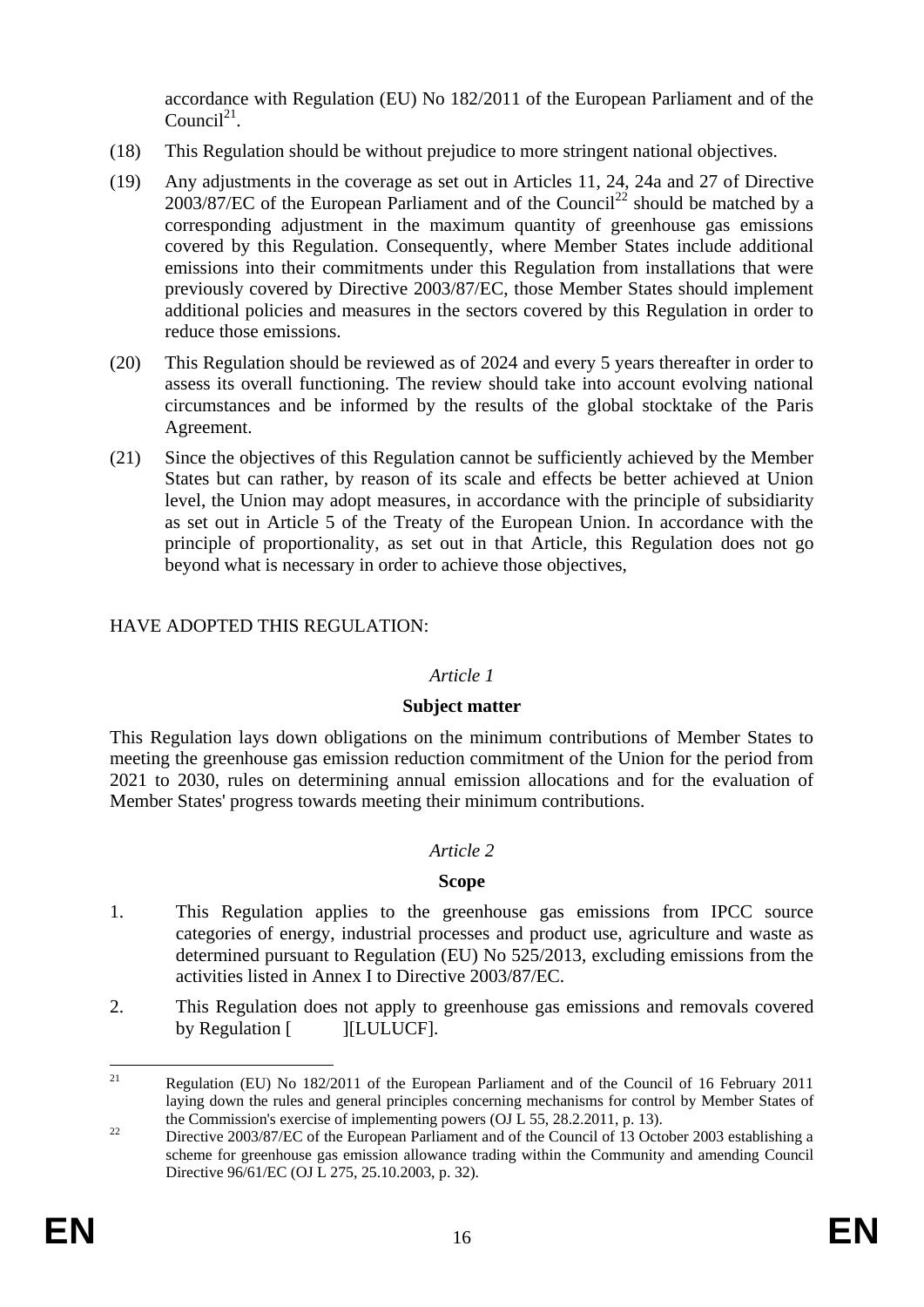accordance with Regulation (EU) No 182/2011 of the European Parliament and of the Council[21].

(18) This Regulation should be without prejudice to more stringent national objectives.

(19) Any adjustments in the coverage as set out in Articles 11, 24, 24a and 27 of Directive 2003/87/EC of the European Parliament and of the Council[22] should be matched by a corresponding adjustment in the maximum quantity of greenhouse gas emissions covered by this Regulation. Consequently, where Member States include additional emissions into their commitments under this Regulation from installations that were previously covered by Directive 2003/87/EC, those Member States should implement additional policies and measures in the sectors covered by this Regulation in order to reduce those emissions.

(20) This Regulation should be reviewed as of 2024 and every 5 years thereafter in order to assess its overall functioning. The review should take into account evolving national circumstances and be informed by the results of the global stocktake of the Paris Agreement.

(21) Since the objectives of this Regulation cannot be sufficiently achieved by the Member States but can rather, by reason of its scale and effects be better achieved at Union level, the Union may adopt measures, in accordance with the principle of subsidiarity as set out in Article 5 of the Treaty of the European Union. In accordance with the principle of proportionality, as set out in that Article, this Regulation does not go beyond what is necessary in order to achieve those objectives,

HAVE ADOPTED THIS REGULATION:

*Article 1*

**Subject matter**

This Regulation lays down obligations on the minimum contributions of Member States to meeting the greenhouse gas emission reduction commitment of the Union for the period from 2021 to 2030, rules on determining annual emission allocations and for the evaluation of Member States' progress towards meeting their minimum contributions.

*Article 2*

**Scope**

1. This Regulation applies to the greenhouse gas emissions from IPCC source categories of energy, industrial processes and product use, agriculture and waste as determined pursuant to Regulation (EU) No 525/2013, excluding emissions from the activities listed in Annex I to Directive 2003/87/EC.

2. This Regulation does not apply to greenhouse gas emissions and removals covered by Regulation [ ][LULUCF].

---

[21] Regulation (EU) No 182/2011 of the European Parliament and of the Council of 16 February 2011 laying down the rules and general principles concerning mechanisms for control by Member States of the Commission's exercise of implementing powers (OJ L 55, 28.2.2011, p. 13).

[22] Directive 2003/87/EC of the European Parliament and of the Council of 13 October 2003 establishing a scheme for greenhouse gas emission allowance trading within the Community and amending Council Directive 96/61/EC (OJ L 275, 25.10.2003, p. 32).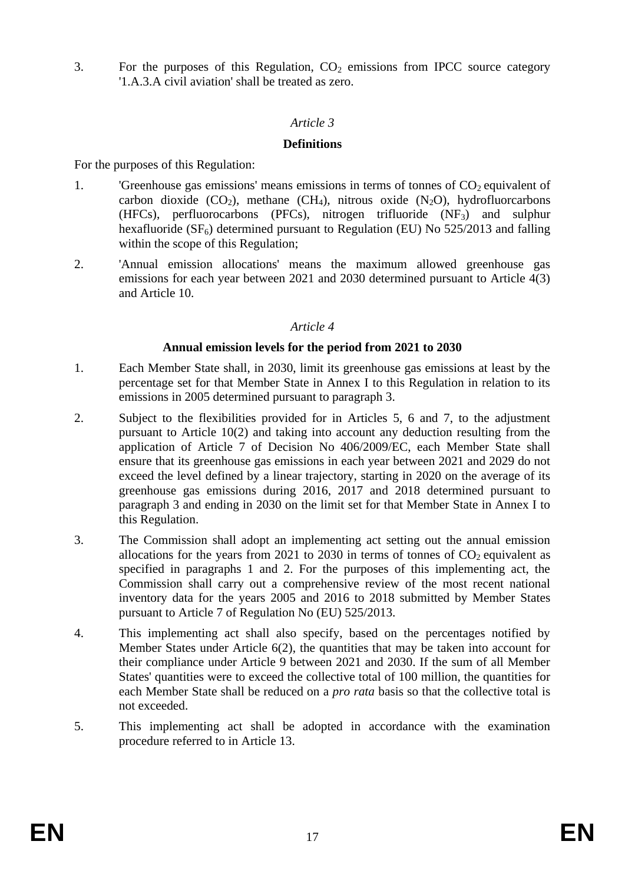3. For the purposes of this Regulation, $CO_2$ emissions from IPCC source category '1.A.3.A civil aviation' shall be treated as zero.

*Article 3*

**Definitions**

For the purposes of this Regulation:

1. 'Greenhouse gas emissions' means emissions in terms of tonnes of $CO_2$ equivalent of carbon dioxide ($CO_2$), methane ($CH_4$), nitrous oxide ($N_2O$), hydrofluorcarbons (HFCs), perfluorocarbons (PFCs), nitrogen trifluoride ($NF_3$) and sulphur hexafluoride ($SF_6$) determined pursuant to Regulation (EU) No 525/2013 and falling within the scope of this Regulation;

2. 'Annual emission allocations' means the maximum allowed greenhouse gas emissions for each year between 2021 and 2030 determined pursuant to Article 4(3) and Article 10.

*Article 4*

**Annual emission levels for the period from 2021 to 2030**

1. Each Member State shall, in 2030, limit its greenhouse gas emissions at least by the percentage set for that Member State in Annex I to this Regulation in relation to its emissions in 2005 determined pursuant to paragraph 3.

2. Subject to the flexibilities provided for in Articles 5, 6 and 7, to the adjustment pursuant to Article 10(2) and taking into account any deduction resulting from the application of Article 7 of Decision No 406/2009/EC, each Member State shall ensure that its greenhouse gas emissions in each year between 2021 and 2029 do not exceed the level defined by a linear trajectory, starting in 2020 on the average of its greenhouse gas emissions during 2016, 2017 and 2018 determined pursuant to paragraph 3 and ending in 2030 on the limit set for that Member State in Annex I to this Regulation.

3. The Commission shall adopt an implementing act setting out the annual emission allocations for the years from 2021 to 2030 in terms of tonnes of $CO_2$ equivalent as specified in paragraphs 1 and 2. For the purposes of this implementing act, the Commission shall carry out a comprehensive review of the most recent national inventory data for the years 2005 and 2016 to 2018 submitted by Member States pursuant to Article 7 of Regulation No (EU) 525/2013.

4. This implementing act shall also specify, based on the percentages notified by Member States under Article 6(2), the quantities that may be taken into account for their compliance under Article 9 between 2021 and 2030. If the sum of all Member States' quantities were to exceed the collective total of 100 million, the quantities for each Member State shall be reduced on a *pro rata* basis so that the collective total is not exceeded.

5. This implementing act shall be adopted in accordance with the examination procedure referred to in Article 13.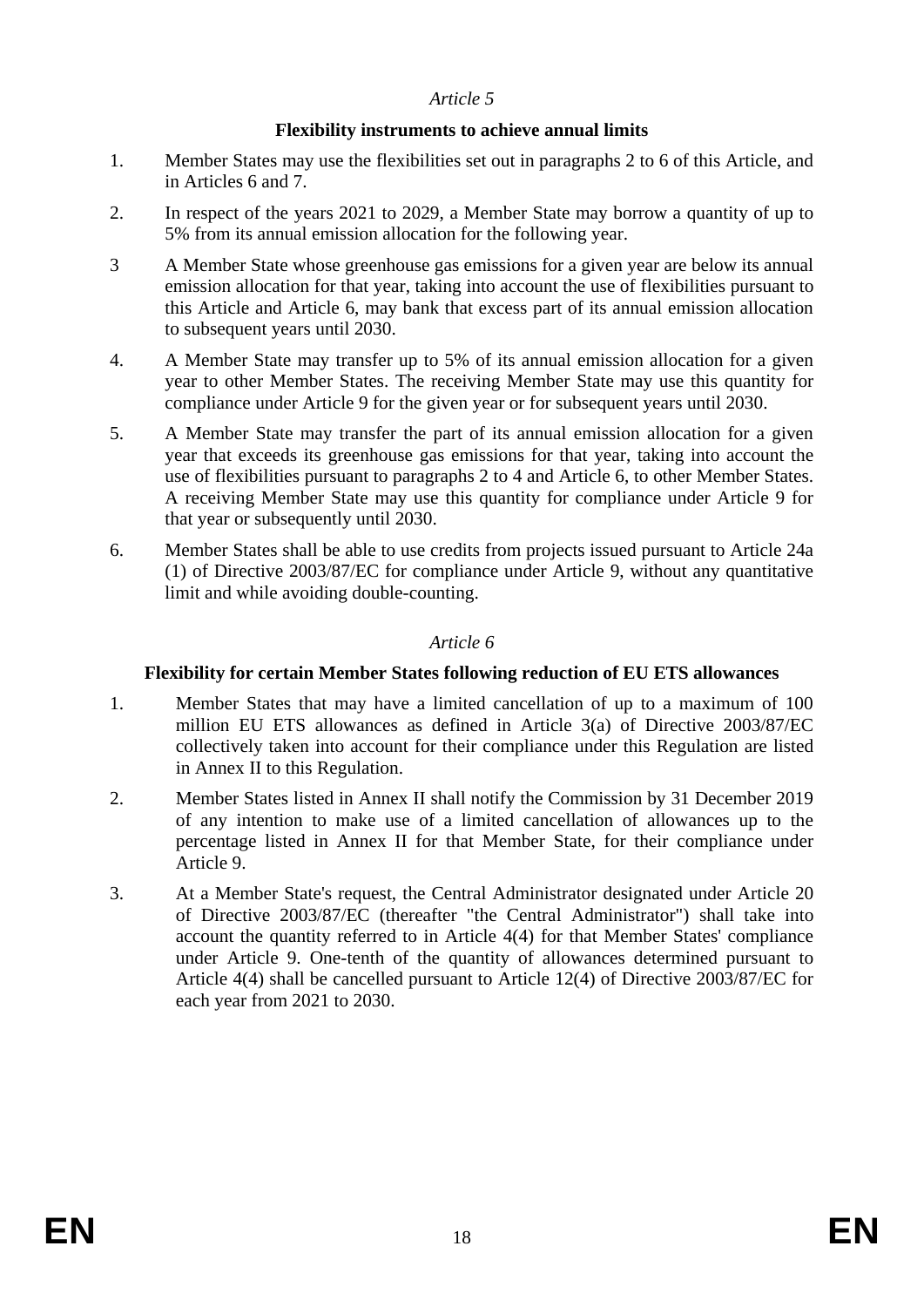*Article 5*

**Flexibility instruments to achieve annual limits**

1. Member States may use the flexibilities set out in paragraphs 2 to 6 of this Article, and in Articles 6 and 7.

2. In respect of the years 2021 to 2029, a Member State may borrow a quantity of up to 5% from its annual emission allocation for the following year.

3 A Member State whose greenhouse gas emissions for a given year are below its annual emission allocation for that year, taking into account the use of flexibilities pursuant to this Article and Article 6, may bank that excess part of its annual emission allocation to subsequent years until 2030.

4. A Member State may transfer up to 5% of its annual emission allocation for a given year to other Member States. The receiving Member State may use this quantity for compliance under Article 9 for the given year or for subsequent years until 2030.

5. A Member State may transfer the part of its annual emission allocation for a given year that exceeds its greenhouse gas emissions for that year, taking into account the use of flexibilities pursuant to paragraphs 2 to 4 and Article 6, to other Member States. A receiving Member State may use this quantity for compliance under Article 9 for that year or subsequently until 2030.

6. Member States shall be able to use credits from projects issued pursuant to Article 24a (1) of Directive 2003/87/EC for compliance under Article 9, without any quantitative limit and while avoiding double-counting.

*Article 6*

**Flexibility for certain Member States following reduction of EU ETS allowances**

1. Member States that may have a limited cancellation of up to a maximum of 100 million EU ETS allowances as defined in Article 3(a) of Directive 2003/87/EC collectively taken into account for their compliance under this Regulation are listed in Annex II to this Regulation.

2. Member States listed in Annex II shall notify the Commission by 31 December 2019 of any intention to make use of a limited cancellation of allowances up to the percentage listed in Annex II for that Member State, for their compliance under Article 9.

3. At a Member State's request, the Central Administrator designated under Article 20 of Directive 2003/87/EC (thereafter "the Central Administrator") shall take into account the quantity referred to in Article 4(4) for that Member States' compliance under Article 9. One-tenth of the quantity of allowances determined pursuant to Article 4(4) shall be cancelled pursuant to Article 12(4) of Directive 2003/87/EC for each year from 2021 to 2030.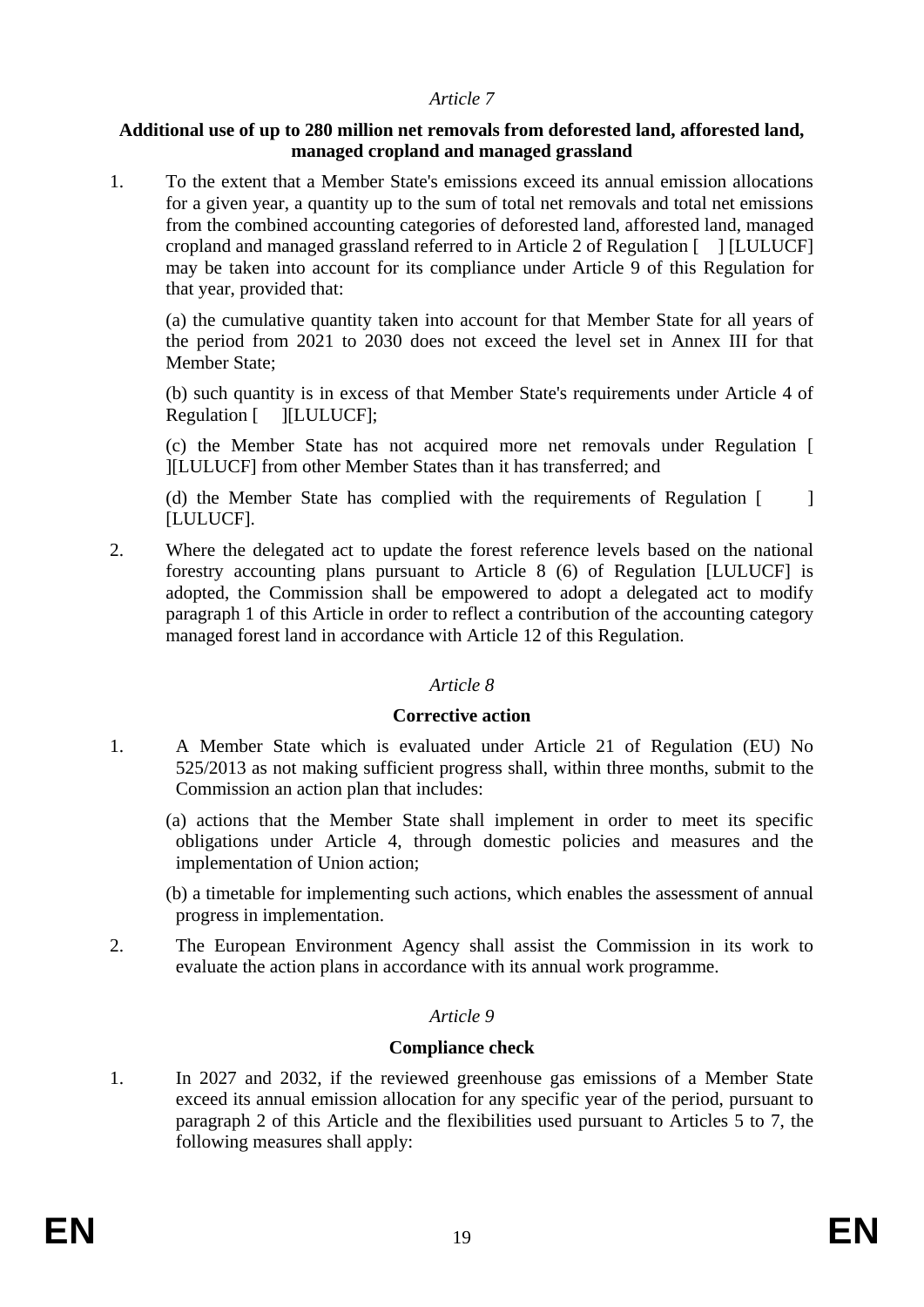*Article 7*

**Additional use of up to 280 million net removals from deforested land, afforested land, managed cropland and managed grassland**

1. To the extent that a Member State's emissions exceed its annual emission allocations for a given year, a quantity up to the sum of total net removals and total net emissions from the combined accounting categories of deforested land, afforested land, managed cropland and managed grassland referred to in Article 2 of Regulation [ ] [LULUCF] may be taken into account for its compliance under Article 9 of this Regulation for that year, provided that:

   (a) the cumulative quantity taken into account for that Member State for all years of the period from 2021 to 2030 does not exceed the level set in Annex III for that Member State;

   (b) such quantity is in excess of that Member State's requirements under Article 4 of Regulation [ ][LULUCF];

   (c) the Member State has not acquired more net removals under Regulation [ ][LULUCF] from other Member States than it has transferred; and

   (d) the Member State has complied with the requirements of Regulation [ ] [LULUCF].

2. Where the delegated act to update the forest reference levels based on the national forestry accounting plans pursuant to Article 8 (6) of Regulation [LULUCF] is adopted, the Commission shall be empowered to adopt a delegated act to modify paragraph 1 of this Article in order to reflect a contribution of the accounting category managed forest land in accordance with Article 12 of this Regulation.

*Article 8*

**Corrective action**

1. A Member State which is evaluated under Article 21 of Regulation (EU) No 525/2013 as not making sufficient progress shall, within three months, submit to the Commission an action plan that includes:

   (a) actions that the Member State shall implement in order to meet its specific obligations under Article 4, through domestic policies and measures and the implementation of Union action;

   (b) a timetable for implementing such actions, which enables the assessment of annual progress in implementation.

2. The European Environment Agency shall assist the Commission in its work to evaluate the action plans in accordance with its annual work programme.

*Article 9*

**Compliance check**

1. In 2027 and 2032, if the reviewed greenhouse gas emissions of a Member State exceed its annual emission allocation for any specific year of the period, pursuant to paragraph 2 of this Article and the flexibilities used pursuant to Articles 5 to 7, the following measures shall apply: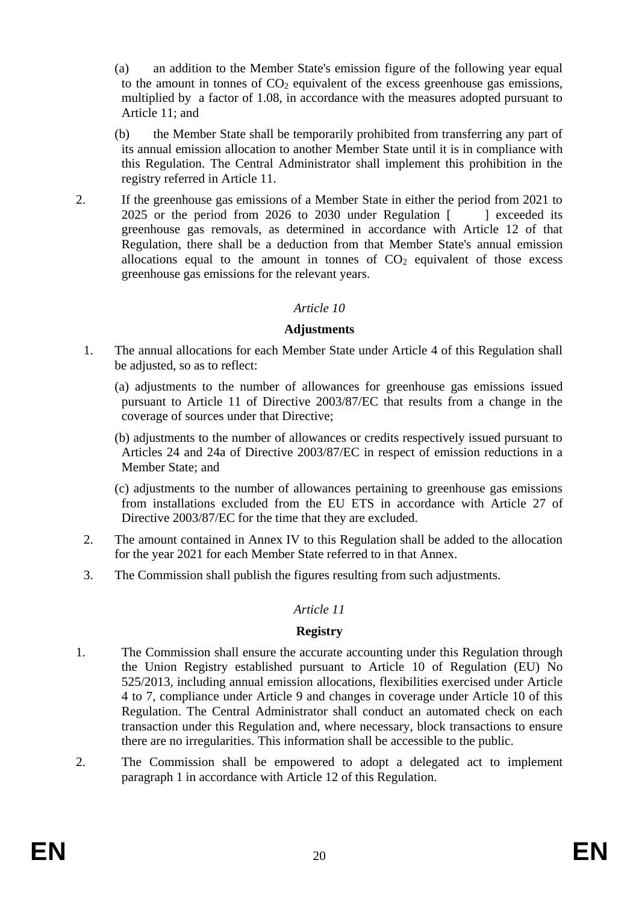(a) an addition to the Member State's emission figure of the following year equal to the amount in tonnes of $CO_2$ equivalent of the excess greenhouse gas emissions, multiplied by a factor of 1.08, in accordance with the measures adopted pursuant to Article 11; and

(b) the Member State shall be temporarily prohibited from transferring any part of its annual emission allocation to another Member State until it is in compliance with this Regulation. The Central Administrator shall implement this prohibition in the registry referred in Article 11.

2. If the greenhouse gas emissions of a Member State in either the period from 2021 to 2025 or the period from 2026 to 2030 under Regulation [ ] exceeded its greenhouse gas removals, as determined in accordance with Article 12 of that Regulation, there shall be a deduction from that Member State's annual emission allocations equal to the amount in tonnes of $CO_2$ equivalent of those excess greenhouse gas emissions for the relevant years.

*Article 10*

**Adjustments**

1. The annual allocations for each Member State under Article 4 of this Regulation shall be adjusted, so as to reflect:

   (a) adjustments to the number of allowances for greenhouse gas emissions issued pursuant to Article 11 of Directive 2003/87/EC that results from a change in the coverage of sources under that Directive;

   (b) adjustments to the number of allowances or credits respectively issued pursuant to Articles 24 and 24a of Directive 2003/87/EC in respect of emission reductions in a Member State; and

   (c) adjustments to the number of allowances pertaining to greenhouse gas emissions from installations excluded from the EU ETS in accordance with Article 27 of Directive 2003/87/EC for the time that they are excluded.

2. The amount contained in Annex IV to this Regulation shall be added to the allocation for the year 2021 for each Member State referred to in that Annex.

3. The Commission shall publish the figures resulting from such adjustments.

*Article 11*

**Registry**

1. The Commission shall ensure the accurate accounting under this Regulation through the Union Registry established pursuant to Article 10 of Regulation (EU) No 525/2013, including annual emission allocations, flexibilities exercised under Article 4 to 7, compliance under Article 9 and changes in coverage under Article 10 of this Regulation. The Central Administrator shall conduct an automated check on each transaction under this Regulation and, where necessary, block transactions to ensure there are no irregularities. This information shall be accessible to the public.

2. The Commission shall be empowered to adopt a delegated act to implement paragraph 1 in accordance with Article 12 of this Regulation.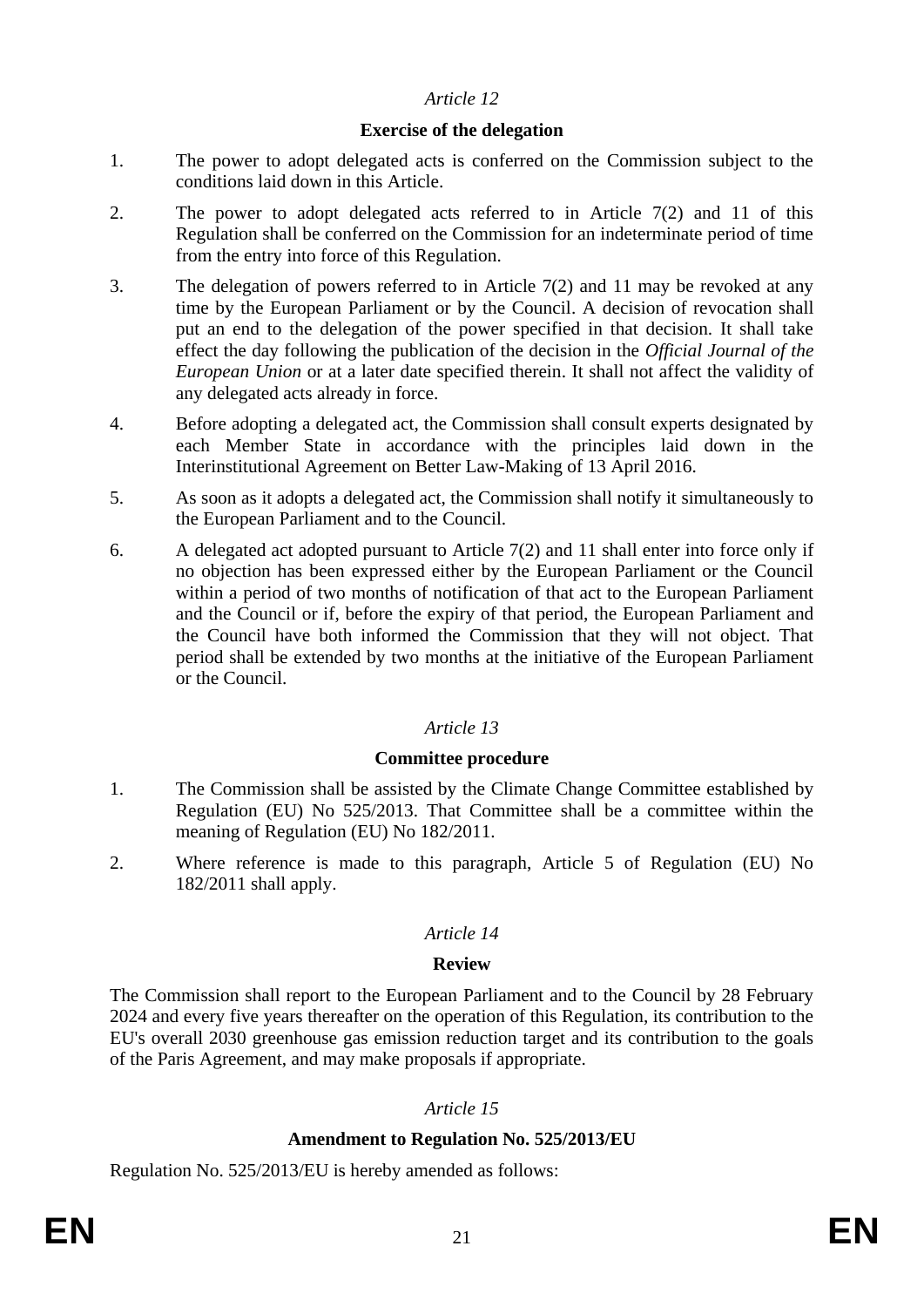*Article 12*

**Exercise of the delegation**

1. The power to adopt delegated acts is conferred on the Commission subject to the conditions laid down in this Article.

2. The power to adopt delegated acts referred to in Article 7(2) and 11 of this Regulation shall be conferred on the Commission for an indeterminate period of time from the entry into force of this Regulation.

3. The delegation of powers referred to in Article 7(2) and 11 may be revoked at any time by the European Parliament or by the Council. A decision of revocation shall put an end to the delegation of the power specified in that decision. It shall take effect the day following the publication of the decision in the *Official Journal of the European Union* or at a later date specified therein. It shall not affect the validity of any delegated acts already in force.

4. Before adopting a delegated act, the Commission shall consult experts designated by each Member State in accordance with the principles laid down in the Interinstitutional Agreement on Better Law-Making of 13 April 2016.

5. As soon as it adopts a delegated act, the Commission shall notify it simultaneously to the European Parliament and to the Council.

6. A delegated act adopted pursuant to Article 7(2) and 11 shall enter into force only if no objection has been expressed either by the European Parliament or the Council within a period of two months of notification of that act to the European Parliament and the Council or if, before the expiry of that period, the European Parliament and the Council have both informed the Commission that they will not object. That period shall be extended by two months at the initiative of the European Parliament or the Council.

*Article 13*

**Committee procedure**

1. The Commission shall be assisted by the Climate Change Committee established by Regulation (EU) No 525/2013. That Committee shall be a committee within the meaning of Regulation (EU) No 182/2011.

2. Where reference is made to this paragraph, Article 5 of Regulation (EU) No 182/2011 shall apply.

*Article 14*

**Review**

The Commission shall report to the European Parliament and to the Council by 28 February 2024 and every five years thereafter on the operation of this Regulation, its contribution to the EU's overall 2030 greenhouse gas emission reduction target and its contribution to the goals of the Paris Agreement, and may make proposals if appropriate.

*Article 15*

**Amendment to Regulation No. 525/2013/EU**

Regulation No. 525/2013/EU is hereby amended as follows: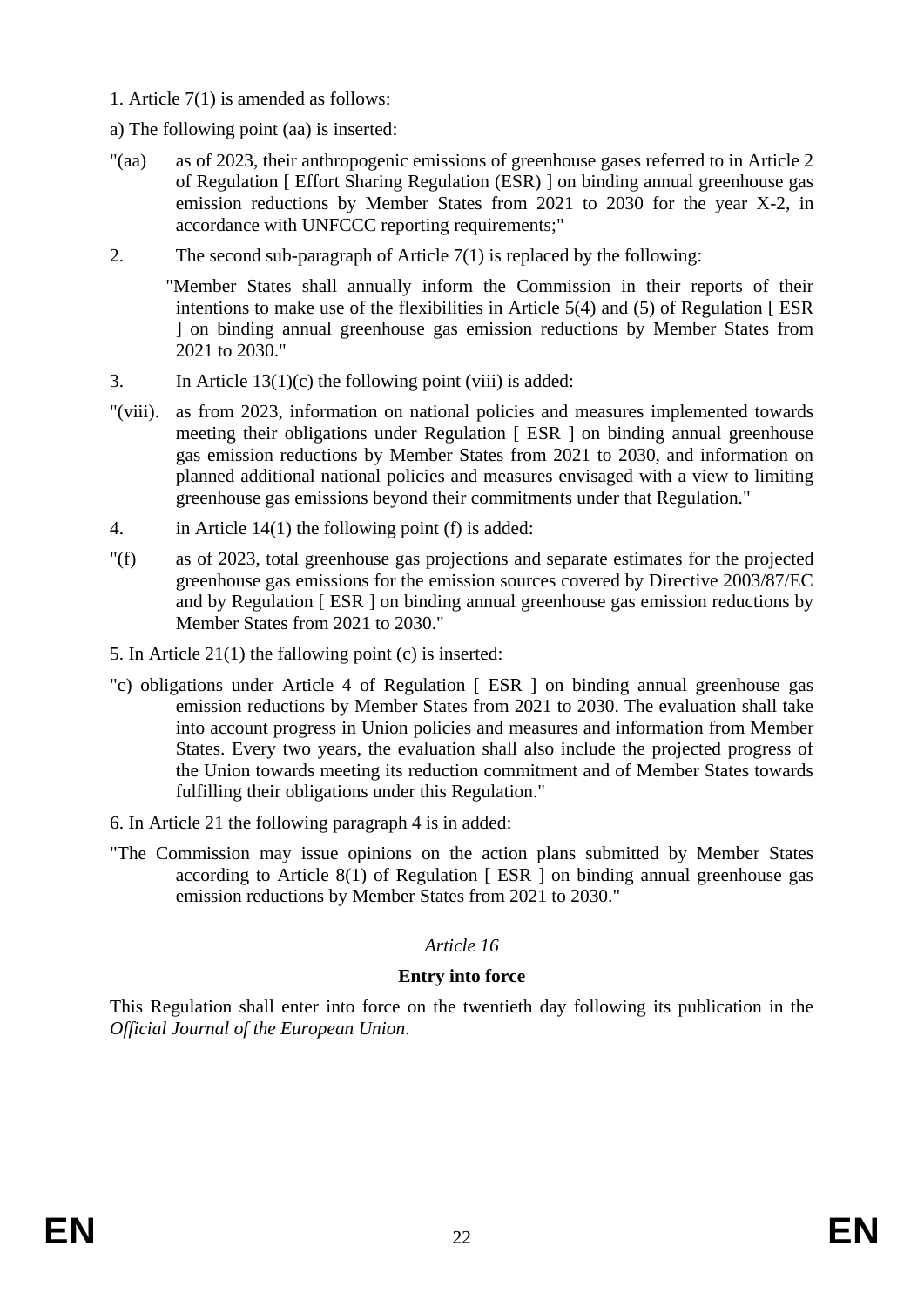1. Article 7(1) is amended as follows:

a) The following point (aa) is inserted:

"(aa) as of 2023, their anthropogenic emissions of greenhouse gases referred to in Article 2 of Regulation [ Effort Sharing Regulation (ESR) ] on binding annual greenhouse gas emission reductions by Member States from 2021 to 2030 for the year X-2, in accordance with UNFCCC reporting requirements;"

2. The second sub-paragraph of Article 7(1) is replaced by the following:

"Member States shall annually inform the Commission in their reports of their intentions to make use of the flexibilities in Article 5(4) and (5) of Regulation [ ESR ] on binding annual greenhouse gas emission reductions by Member States from 2021 to 2030."

3. In Article 13(1)(c) the following point (viii) is added:

"(viii). as from 2023, information on national policies and measures implemented towards meeting their obligations under Regulation [ ESR ] on binding annual greenhouse gas emission reductions by Member States from 2021 to 2030, and information on planned additional national policies and measures envisaged with a view to limiting greenhouse gas emissions beyond their commitments under that Regulation."

4. in Article 14(1) the following point (f) is added:

"(f) as of 2023, total greenhouse gas projections and separate estimates for the projected greenhouse gas emissions for the emission sources covered by Directive 2003/87/EC and by Regulation [ ESR ] on binding annual greenhouse gas emission reductions by Member States from 2021 to 2030."

5. In Article 21(1) the fallowing point (c) is inserted:

"c) obligations under Article 4 of Regulation [ ESR ] on binding annual greenhouse gas emission reductions by Member States from 2021 to 2030. The evaluation shall take into account progress in Union policies and measures and information from Member States. Every two years, the evaluation shall also include the projected progress of the Union towards meeting its reduction commitment and of Member States towards fulfilling their obligations under this Regulation."

6. In Article 21 the following paragraph 4 is in added:

"The Commission may issue opinions on the action plans submitted by Member States according to Article 8(1) of Regulation [ ESR ] on binding annual greenhouse gas emission reductions by Member States from 2021 to 2030."

*Article 16*

**Entry into force**

This Regulation shall enter into force on the twentieth day following its publication in the *Official Journal of the European Union*.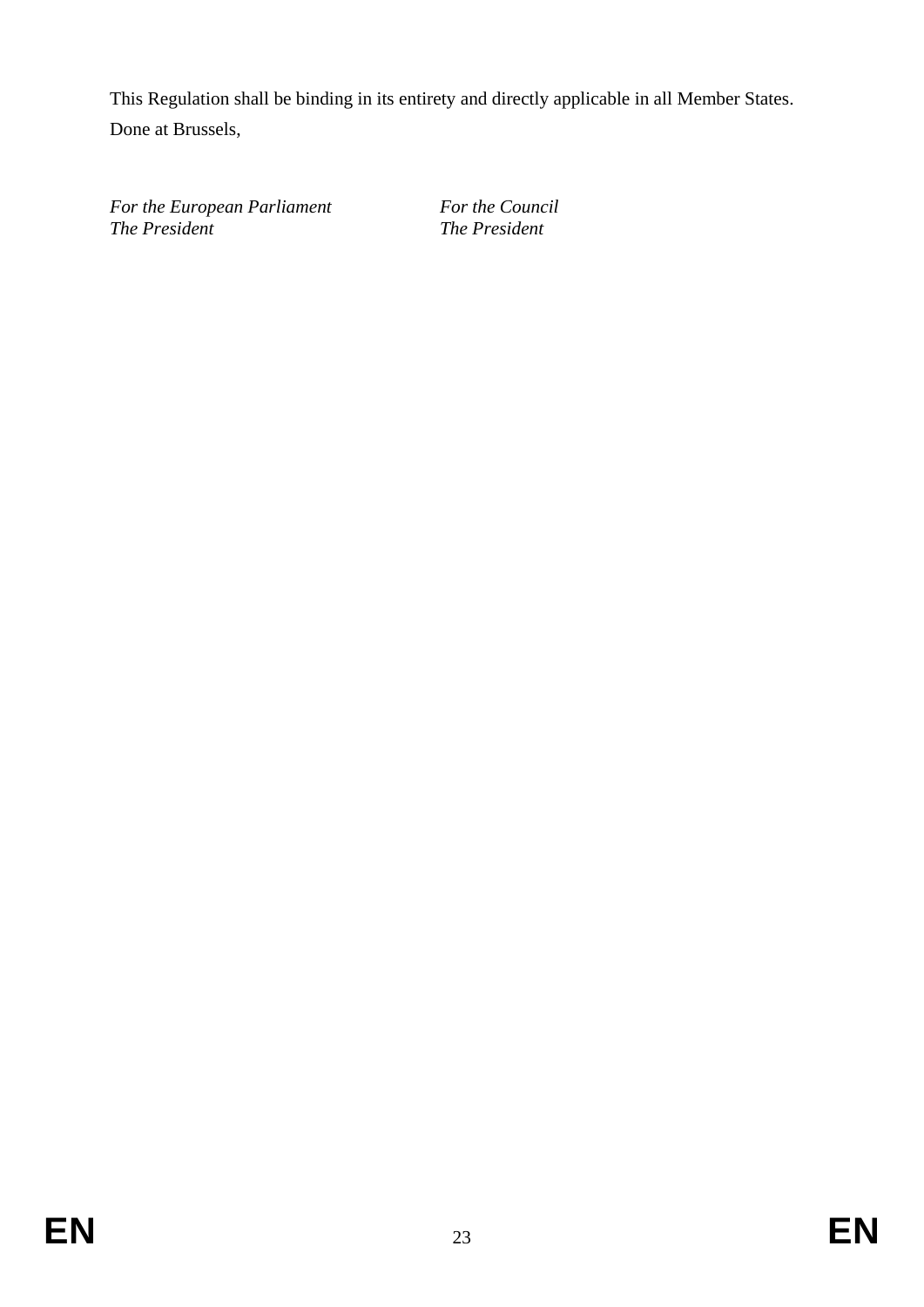This Regulation shall be binding in its entirety and directly applicable in all Member States.

Done at Brussels,

| *For the European Parliament* | *For the Council* |
| --- | --- |
| *The President* | *The President* |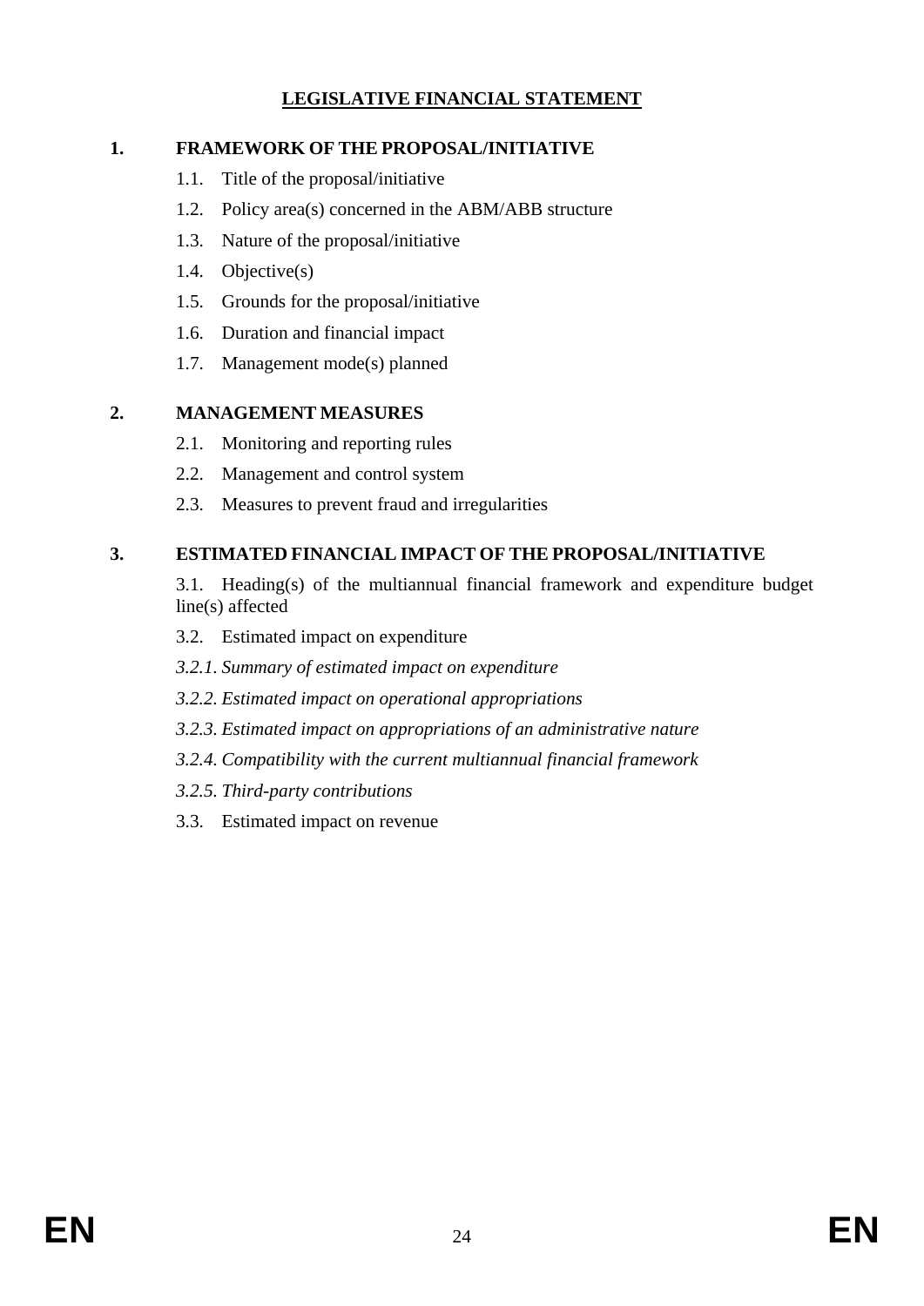# LEGISLATIVE FINANCIAL STATEMENT

## 1. FRAMEWORK OF THE PROPOSAL/INITIATIVE

1.1. Title of the proposal/initiative

1.2. Policy area(s) concerned in the ABM/ABB structure

1.3. Nature of the proposal/initiative

1.4. Objective(s)

1.5. Grounds for the proposal/initiative

1.6. Duration and financial impact

1.7. Management mode(s) planned

## 2. MANAGEMENT MEASURES

2.1. Monitoring and reporting rules

2.2. Management and control system

2.3. Measures to prevent fraud and irregularities

## 3. ESTIMATED FINANCIAL IMPACT OF THE PROPOSAL/INITIATIVE

3.1. Heading(s) of the multiannual financial framework and expenditure budget line(s) affected

3.2. Estimated impact on expenditure

*3.2.1. Summary of estimated impact on expenditure*

*3.2.2. Estimated impact on operational appropriations*

*3.2.3. Estimated impact on appropriations of an administrative nature*

*3.2.4. Compatibility with the current multiannual financial framework*

*3.2.5. Third-party contributions*

3.3. Estimated impact on revenue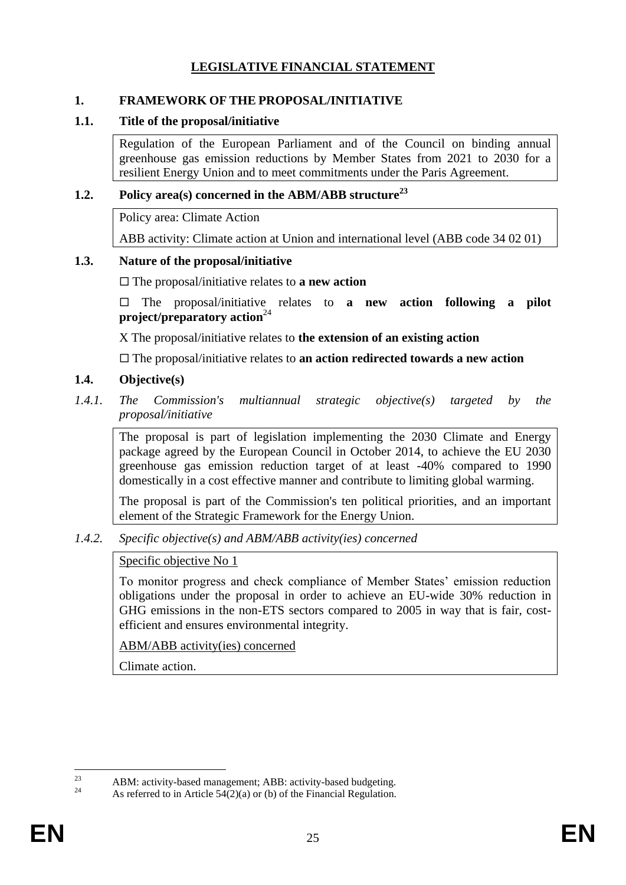# LEGISLATIVE FINANCIAL STATEMENT

## 1. FRAMEWORK OF THE PROPOSAL/INITIATIVE

### 1.1. Title of the proposal/initiative

Regulation of the European Parliament and of the Council on binding annual greenhouse gas emission reductions by Member States from 2021 to 2030 for a resilient Energy Union and to meet commitments under the Paris Agreement.

### 1.2. Policy area(s) concerned in the ABM/ABB structure[23]

Policy area: Climate Action

ABB activity: Climate action at Union and international level (ABB code 34 02 01)

### 1.3. Nature of the proposal/initiative

☐ The proposal/initiative relates to **a new action**

☐ The proposal/initiative relates to **a new action following a pilot project/preparatory action**[24]

X The proposal/initiative relates to **the extension of an existing action**

☐ The proposal/initiative relates to **an action redirected towards a new action**

### 1.4. Objective(s)

*1.4.1. The Commission's multiannual strategic objective(s) targeted by the proposal/initiative*

The proposal is part of legislation implementing the 2030 Climate and Energy package agreed by the European Council in October 2014, to achieve the EU 2030 greenhouse gas emission reduction target of at least -40% compared to 1990 domestically in a cost effective manner and contribute to limiting global warming.

The proposal is part of the Commission's ten political priorities, and an important element of the Strategic Framework for the Energy Union.

*1.4.2. Specific objective(s) and ABM/ABB activity(ies) concerned*

Specific objective No 1

To monitor progress and check compliance of Member States' emission reduction obligations under the proposal in order to achieve an EU-wide 30% reduction in GHG emissions in the non-ETS sectors compared to 2005 in way that is fair, cost-efficient and ensures environmental integrity.

ABM/ABB activity(ies) concerned

Climate action.

---

[23] ABM: activity-based management; ABB: activity-based budgeting.

[24] As referred to in Article 54(2)(a) or (b) of the Financial Regulation.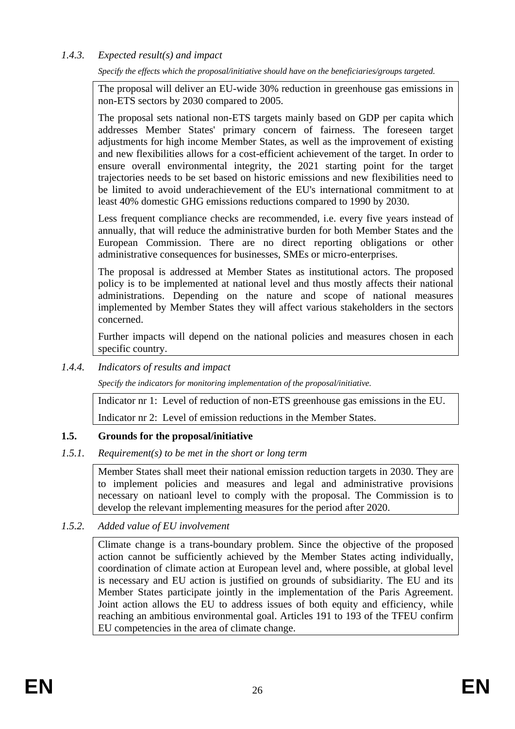### *1.4.3. Expected result(s) and impact*

*Specify the effects which the proposal/initiative should have on the beneficiaries/groups targeted.*

The proposal will deliver an EU-wide 30% reduction in greenhouse gas emissions in non-ETS sectors by 2030 compared to 2005.

The proposal sets national non-ETS targets mainly based on GDP per capita which addresses Member States' primary concern of fairness. The foreseen target adjustments for high income Member States, as well as the improvement of existing and new flexibilities allows for a cost-efficient achievement of the target. In order to ensure overall environmental integrity, the 2021 starting point for the target trajectories needs to be set based on historic emissions and new flexibilities need to be limited to avoid underachievement of the EU's international commitment to at least 40% domestic GHG emissions reductions compared to 1990 by 2030.

Less frequent compliance checks are recommended, i.e. every five years instead of annually, that will reduce the administrative burden for both Member States and the European Commission. There are no direct reporting obligations or other administrative consequences for businesses, SMEs or micro-enterprises.

The proposal is addressed at Member States as institutional actors. The proposed policy is to be implemented at national level and thus mostly affects their national administrations. Depending on the nature and scope of national measures implemented by Member States they will affect various stakeholders in the sectors concerned.

Further impacts will depend on the national policies and measures chosen in each specific country.

### *1.4.4. Indicators of results and impact*

*Specify the indicators for monitoring implementation of the proposal/initiative.*

Indicator nr 1: Level of reduction of non-ETS greenhouse gas emissions in the EU.

Indicator nr 2: Level of emission reductions in the Member States.

## **1.5. Grounds for the proposal/initiative**

### *1.5.1. Requirement(s) to be met in the short or long term*

Member States shall meet their national emission reduction targets in 2030. They are to implement policies and measures and legal and administrative provisions necessary on natioanl level to comply with the proposal. The Commission is to develop the relevant implementing measures for the period after 2020.

### *1.5.2. Added value of EU involvement*

Climate change is a trans-boundary problem. Since the objective of the proposed action cannot be sufficiently achieved by the Member States acting individually, coordination of climate action at European level and, where possible, at global level is necessary and EU action is justified on grounds of subsidiarity. The EU and its Member States participate jointly in the implementation of the Paris Agreement. Joint action allows the EU to address issues of both equity and efficiency, while reaching an ambitious environmental goal. Articles 191 to 193 of the TFEU confirm EU competencies in the area of climate change.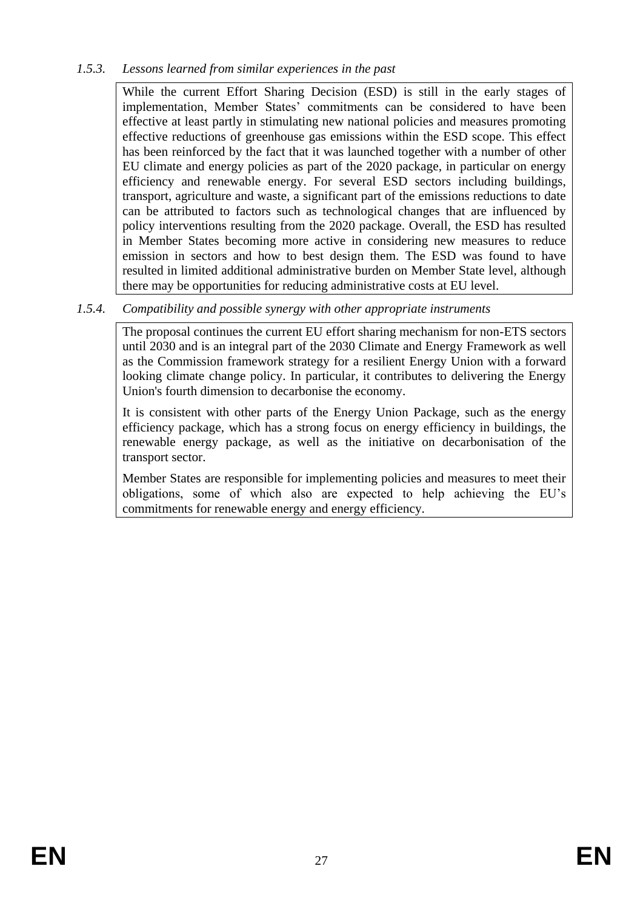*1.5.3. Lessons learned from similar experiences in the past*

While the current Effort Sharing Decision (ESD) is still in the early stages of implementation, Member States' commitments can be considered to have been effective at least partly in stimulating new national policies and measures promoting effective reductions of greenhouse gas emissions within the ESD scope. This effect has been reinforced by the fact that it was launched together with a number of other EU climate and energy policies as part of the 2020 package, in particular on energy efficiency and renewable energy. For several ESD sectors including buildings, transport, agriculture and waste, a significant part of the emissions reductions to date can be attributed to factors such as technological changes that are influenced by policy interventions resulting from the 2020 package. Overall, the ESD has resulted in Member States becoming more active in considering new measures to reduce emission in sectors and how to best design them. The ESD was found to have resulted in limited additional administrative burden on Member State level, although there may be opportunities for reducing administrative costs at EU level.

*1.5.4. Compatibility and possible synergy with other appropriate instruments*

The proposal continues the current EU effort sharing mechanism for non-ETS sectors until 2030 and is an integral part of the 2030 Climate and Energy Framework as well as the Commission framework strategy for a resilient Energy Union with a forward looking climate change policy. In particular, it contributes to delivering the Energy Union's fourth dimension to decarbonise the economy.

It is consistent with other parts of the Energy Union Package, such as the energy efficiency package, which has a strong focus on energy efficiency in buildings, the renewable energy package, as well as the initiative on decarbonisation of the transport sector.

Member States are responsible for implementing policies and measures to meet their obligations, some of which also are expected to help achieving the EU's commitments for renewable energy and energy efficiency.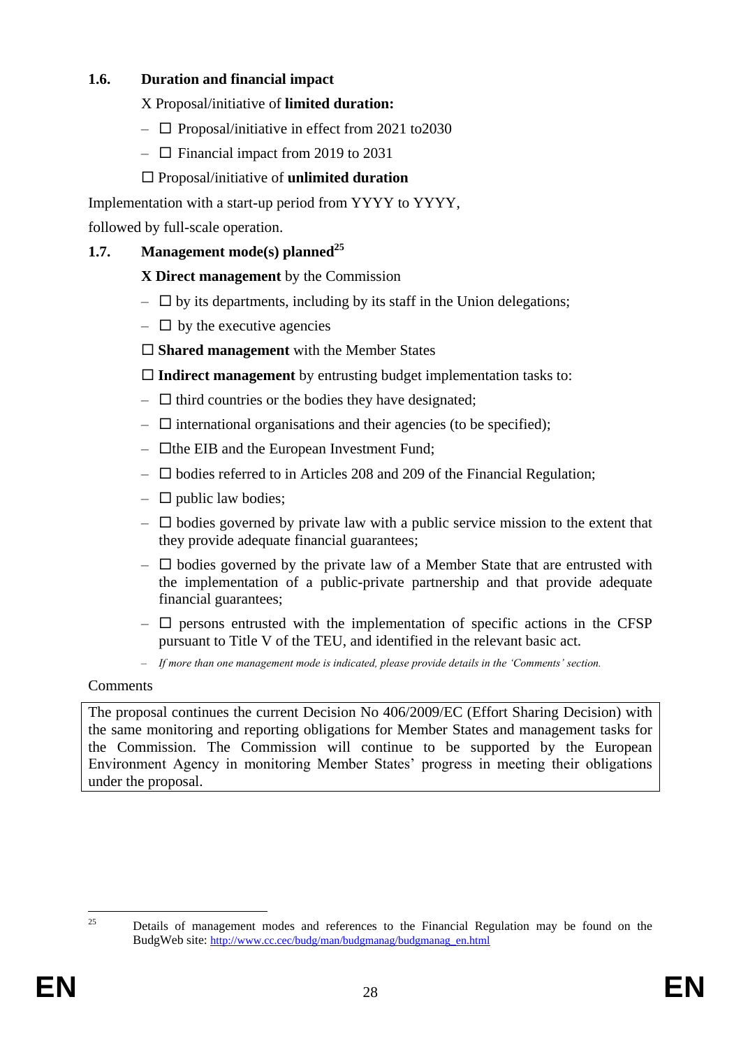### 1.6. Duration and financial impact

X Proposal/initiative of **limited duration:**

- ☐ Proposal/initiative in effect from 2021 to2030
- ☐ Financial impact from 2019 to 2031

☐ Proposal/initiative of **unlimited duration**

Implementation with a start-up period from YYYY to YYYY,

followed by full-scale operation.

### 1.7. Management mode(s) planned[25]

**X Direct management** by the Commission

- ☐ by its departments, including by its staff in the Union delegations;
- ☐ by the executive agencies

☐ **Shared management** with the Member States

☐ **Indirect management** by entrusting budget implementation tasks to:

- ☐ third countries or the bodies they have designated;
- ☐ international organisations and their agencies (to be specified);
- ☐the EIB and the European Investment Fund;
- ☐ bodies referred to in Articles 208 and 209 of the Financial Regulation;
- ☐ public law bodies;
- ☐ bodies governed by private law with a public service mission to the extent that they provide adequate financial guarantees;
- ☐ bodies governed by the private law of a Member State that are entrusted with the implementation of a public-private partnership and that provide adequate financial guarantees;
- ☐ persons entrusted with the implementation of specific actions in the CFSP pursuant to Title V of the TEU, and identified in the relevant basic act.
- *If more than one management mode is indicated, please provide details in the 'Comments' section.*

Comments

| The proposal continues the current Decision No 406/2009/EC (Effort Sharing Decision) with the same monitoring and reporting obligations for Member States and management tasks for the Commission. The Commission will continue to be supported by the European Environment Agency in monitoring Member States' progress in meeting their obligations under the proposal. |
|---|

[25] Details of management modes and references to the Financial Regulation may be found on the BudgWeb site: http://www.cc.cec/budg/man/budgmanag/budgmanag_en.html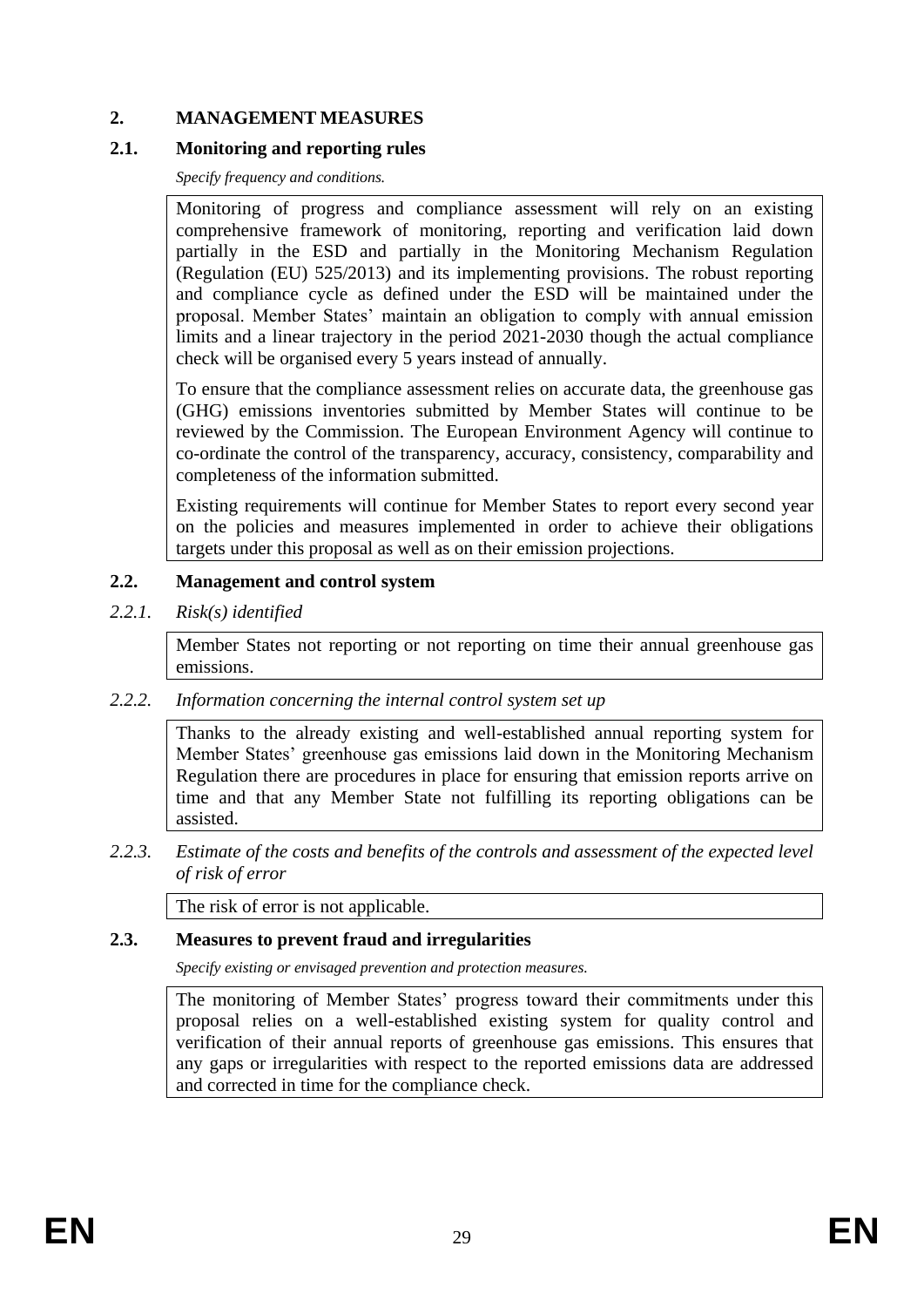## 2. MANAGEMENT MEASURES

### 2.1. Monitoring and reporting rules

*Specify frequency and conditions.*

Monitoring of progress and compliance assessment will rely on an existing comprehensive framework of monitoring, reporting and verification laid down partially in the ESD and partially in the Monitoring Mechanism Regulation (Regulation (EU) 525/2013) and its implementing provisions. The robust reporting and compliance cycle as defined under the ESD will be maintained under the proposal. Member States' maintain an obligation to comply with annual emission limits and a linear trajectory in the period 2021-2030 though the actual compliance check will be organised every 5 years instead of annually.

To ensure that the compliance assessment relies on accurate data, the greenhouse gas (GHG) emissions inventories submitted by Member States will continue to be reviewed by the Commission. The European Environment Agency will continue to co-ordinate the control of the transparency, accuracy, consistency, comparability and completeness of the information submitted.

Existing requirements will continue for Member States to report every second year on the policies and measures implemented in order to achieve their obligations targets under this proposal as well as on their emission projections.

### 2.2. Management and control system

#### *2.2.1. Risk(s) identified*

Member States not reporting or not reporting on time their annual greenhouse gas emissions.

#### *2.2.2. Information concerning the internal control system set up*

Thanks to the already existing and well-established annual reporting system for Member States' greenhouse gas emissions laid down in the Monitoring Mechanism Regulation there are procedures in place for ensuring that emission reports arrive on time and that any Member State not fulfilling its reporting obligations can be assisted.

#### *2.2.3. Estimate of the costs and benefits of the controls and assessment of the expected level of risk of error*

The risk of error is not applicable.

### 2.3. Measures to prevent fraud and irregularities

*Specify existing or envisaged prevention and protection measures.*

The monitoring of Member States' progress toward their commitments under this proposal relies on a well-established existing system for quality control and verification of their annual reports of greenhouse gas emissions. This ensures that any gaps or irregularities with respect to the reported emissions data are addressed and corrected in time for the compliance check.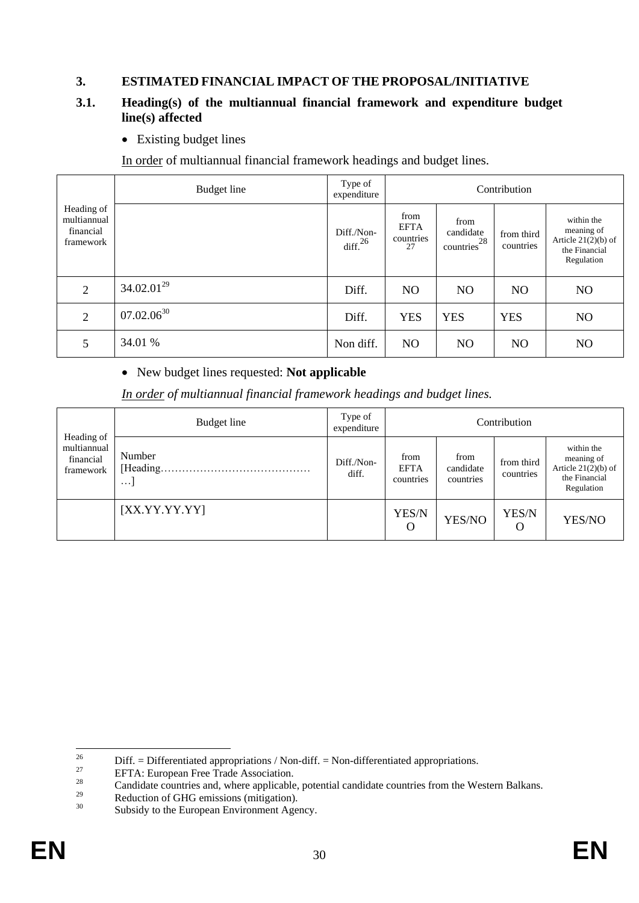# 3. ESTIMATED FINANCIAL IMPACT OF THE PROPOSAL/INITIATIVE

## 3.1. Heading(s) of the multiannual financial framework and expenditure budget line(s) affected

- Existing budget lines

In order of multiannual financial framework headings and budget lines.

| Heading of multiannual financial framework | Budget line | Type of expenditure | Contribution | | | |
|---|---|---|---|---|---|---|
| | | Diff./Non-diff.[26] | from EFTA countries[27] | from candidate countries[28] | from third countries | within the meaning of Article 21(2)(b) of the Financial Regulation |
| 2 | 34.02.01[29] | Diff. | NO | NO | NO | NO |
| 2 | 07.02.06[30] | Diff. | YES | YES | YES | NO |
| 5 | 34.01 % | Non diff. | NO | NO | NO | NO |

- New budget lines requested: **Not applicable**

*In order of multiannual financial framework headings and budget lines.*

| Heading of multiannual financial framework | Budget line | Type of expenditure | Contribution | | | |
|---|---|---|---|---|---|---|
| | Number [Heading……………………………………… …] | Diff./Non-diff. | from EFTA countries | from candidate countries | from third countries | within the meaning of Article 21(2)(b) of the Financial Regulation |
| | [XX.YY.YY.YY] | | YES/NO | YES/NO | YES/NO | YES/NO |

---

[26] Diff. = Differentiated appropriations / Non-diff. = Non-differentiated appropriations.

[27] EFTA: European Free Trade Association.

[28] Candidate countries and, where applicable, potential candidate countries from the Western Balkans.

[29] Reduction of GHG emissions (mitigation).

[30] Subsidy to the European Environment Agency.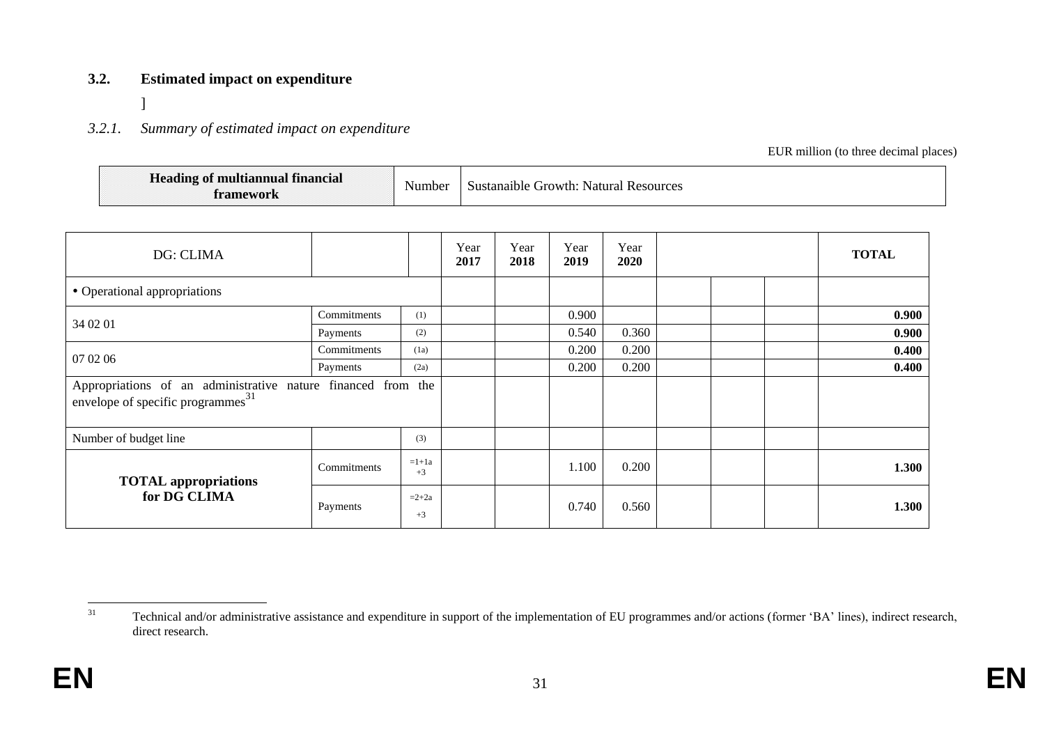### 3.2. Estimated impact on expenditure

]

*3.2.1. Summary of estimated impact on expenditure*

EUR million (to three decimal places)

| **Heading of multiannual financial framework** | Number | Sustanaible Growth: Natural Resources |
|---|---|---|

| DG: CLIMA | | | Year **2017** | Year **2018** | Year **2019** | Year **2020** | | | | **TOTAL** |
|---|---|---|---|---|---|---|---|---|---|---|
| • Operational appropriations | | | | | | | | | | |
| 34 02 01 | Commitments | (1) | | | 0.900 | | | | | **0.900** |
| | Payments | (2) | | | 0.540 | 0.360 | | | | **0.900** |
| 07 02 06 | Commitments | (1a) | | | 0.200 | 0.200 | | | | **0.400** |
| | Payments | (2a) | | | 0.200 | 0.200 | | | | **0.400** |
| Appropriations of an administrative nature financed from the envelope of specific programmes[31] | | | | | | | | | | |
| Number of budget line | | (3) | | | | | | | | |
| **TOTAL appropriations for DG CLIMA** | Commitments | =1+1a +3 | | | 1.100 | 0.200 | | | | **1.300** |
| | Payments | =2+2a +3 | | | 0.740 | 0.560 | | | | **1.300** |

[31] Technical and/or administrative assistance and expenditure in support of the implementation of EU programmes and/or actions (former 'BA' lines), indirect research, direct research.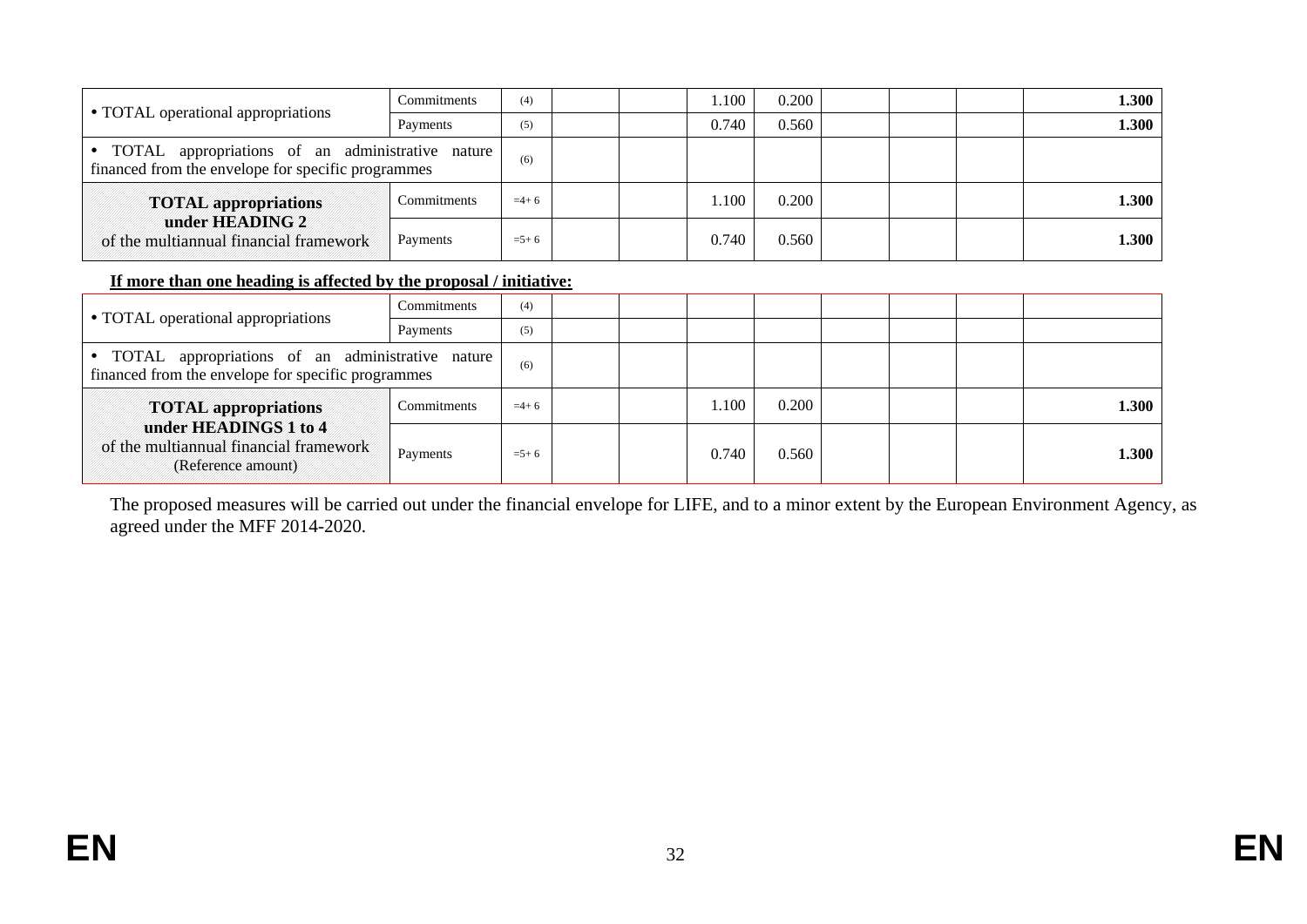| | | | | | | | | | | |
|---|---|---|---|---|---|---|---|---|---|---|
| • TOTAL operational appropriations | Commitments | (4) | | | 1.100 | 0.200 | | | | **1.300** |
| | Payments | (5) | | | 0.740 | 0.560 | | | | **1.300** |
| • TOTAL appropriations of an administrative nature financed from the envelope for specific programmes | | (6) | | | | | | | | |
| **TOTAL appropriations under HEADING 2** of the multiannual financial framework | Commitments | =4+ 6 | | | 1.100 | 0.200 | | | | **1.300** |
| | Payments | =5+ 6 | | | 0.740 | 0.560 | | | | **1.300** |

**If more than one heading is affected by the proposal / initiative:**

| | | | | | | | | | | |
|---|---|---|---|---|---|---|---|---|---|---|
| • TOTAL operational appropriations | Commitments | (4) | | | | | | | | |
| | Payments | (5) | | | | | | | | |
| • TOTAL appropriations of an administrative nature financed from the envelope for specific programmes | | (6) | | | | | | | | |
| **TOTAL appropriations under HEADINGS 1 to 4** of the multiannual financial framework (Reference amount) | Commitments | =4+ 6 | | | 1.100 | 0.200 | | | | **1.300** |
| | Payments | =5+ 6 | | | 0.740 | 0.560 | | | | **1.300** |

The proposed measures will be carried out under the financial envelope for LIFE, and to a minor extent by the European Environment Agency, as agreed under the MFF 2014-2020.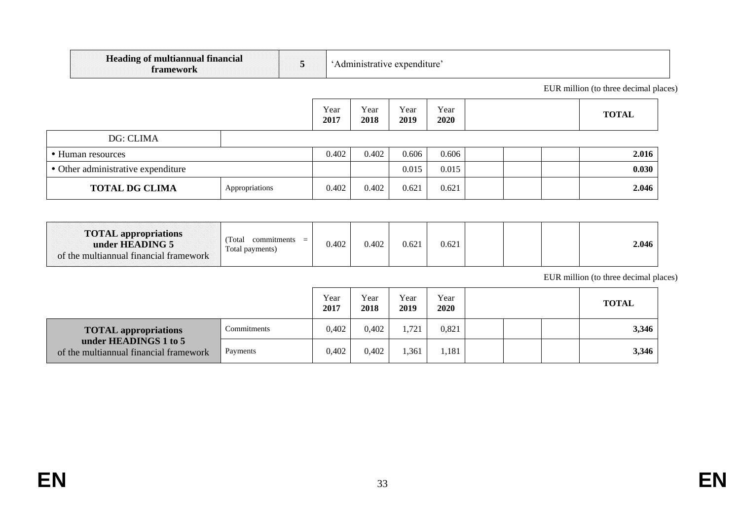| **Heading of multiannual financial framework** | **5** | 'Administrative expenditure' |
|---|---|---|

EUR million (to three decimal places)

| | | Year **2017** | Year **2018** | Year **2019** | Year **2020** | | | | **TOTAL** |
|---|---|---|---|---|---|---|---|---|---|
| DG: CLIMA | | | | | | | | | |
| • Human resources | | 0.402 | 0.402 | 0.606 | 0.606 | | | | **2.016** |
| • Other administrative expenditure | | | | 0.015 | 0.015 | | | | **0.030** |
| **TOTAL DG CLIMA** | Appropriations | 0.402 | 0.402 | 0.621 | 0.621 | | | | **2.046** |

| | | | | | | | | | |
|---|---|---|---|---|---|---|---|---|---|
| **TOTAL appropriations under HEADING 5** of the multiannual financial framework | (Total commitments = Total payments) | 0.402 | 0.402 | 0.621 | 0.621 | | | | **2.046** |

EUR million (to three decimal places)

| | | Year **2017** | Year **2018** | Year **2019** | Year **2020** | | | | **TOTAL** |
|---|---|---|---|---|---|---|---|---|---|
| **TOTAL appropriations under HEADINGS 1 to 5** of the multiannual financial framework | Commitments | 0,402 | 0,402 | 1,721 | 0,821 | | | | **3,346** |
| | Payments | 0,402 | 0,402 | 1,361 | 1,181 | | | | **3,346** |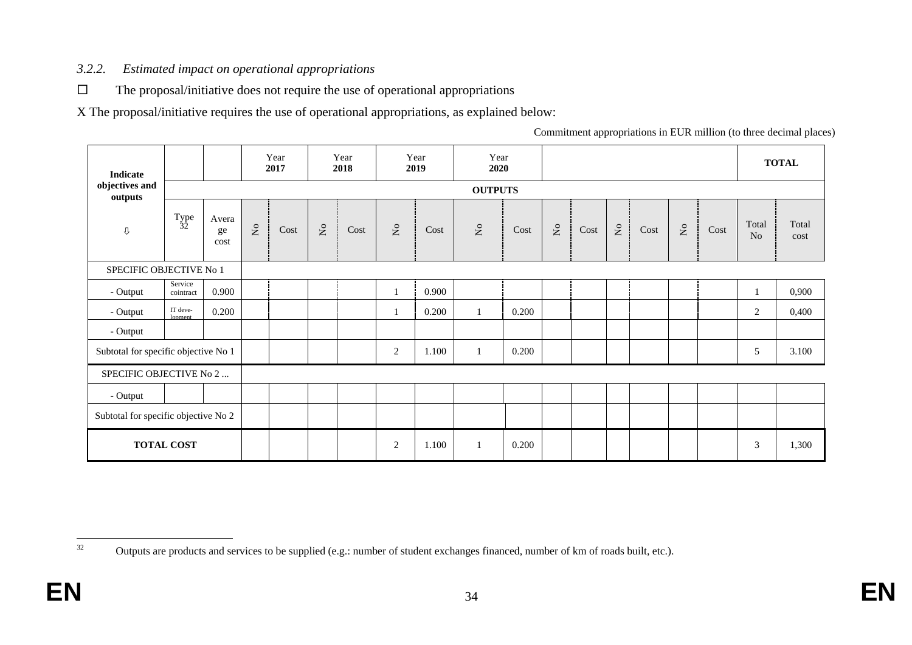### *3.2.2. Estimated impact on operational appropriations*

☐ The proposal/initiative does not require the use of operational appropriations

X The proposal/initiative requires the use of operational appropriations, as explained below:

Commitment appropriations in EUR million (to three decimal places)

| Indicate objectives and outputs ⇩ | | | Year **2017** | | Year **2018** | | Year **2019** | | Year **2020** | | | | | | | | **TOTAL** | |
|---|---|---|---|---|---|---|---|---|---|---|---|---|---|---|---|---|---|---|
| | **OUTPUTS** | | | | | | | | | | | | | | | | | |
| | Type[32] | Average cost | No | Cost | No | Cost | No | Cost | No | Cost | No | Cost | No | Cost | No | Cost | Total No | Total cost |
| SPECIFIC OBJECTIVE No 1 | | | | | | | | | | | | | | | | | | |
| - Output | Service cointract | 0.900 | | | | | 1 | 0.900 | | | | | | | | | 1 | 0,900 |
| - Output | IT deve-lopment | 0.200 | | | | | 1 | 0.200 | 1 | 0.200 | | | | | | | 2 | 0,400 |
| - Output | | | | | | | | | | | | | | | | | | |
| Subtotal for specific objective No 1 | | | | | | | 2 | 1.100 | 1 | 0.200 | | | | | | | 5 | 3.100 |
| SPECIFIC OBJECTIVE No 2 ... | | | | | | | | | | | | | | | | | | |
| - Output | | | | | | | | | | | | | | | | | | |
| Subtotal for specific objective No 2 | | | | | | | | | | | | | | | | | | |
| **TOTAL COST** | | | | | | | 2 | 1.100 | 1 | 0.200 | | | | | | | 3 | 1,300 |

[32] Outputs are products and services to be supplied (e.g.: number of student exchanges financed, number of km of roads built, etc.).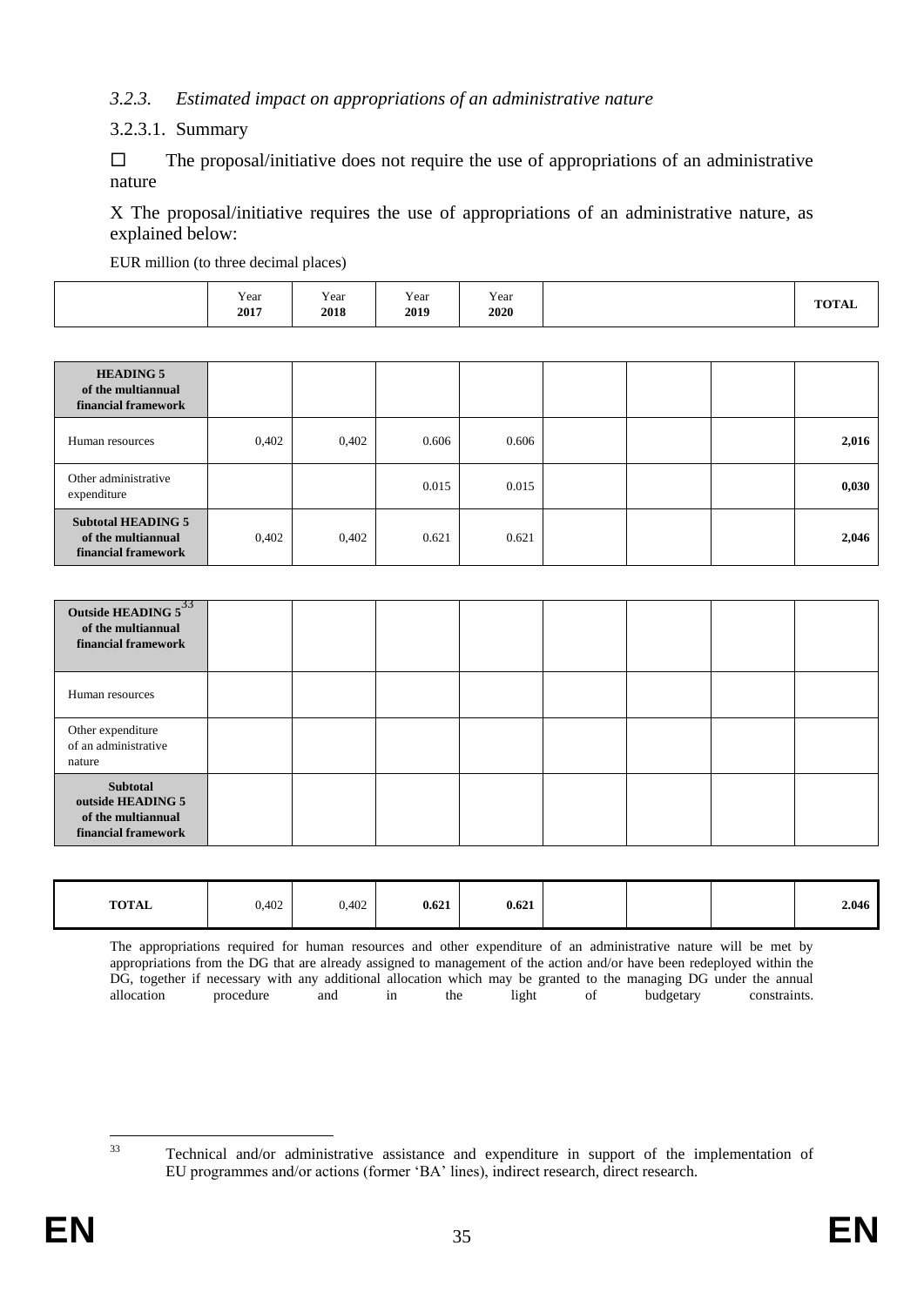### *3.2.3. Estimated impact on appropriations of an administrative nature*

3.2.3.1. Summary

☐ The proposal/initiative does not require the use of appropriations of an administrative nature

X The proposal/initiative requires the use of appropriations of an administrative nature, as explained below:

EUR million (to three decimal places)

| | Year **2017** | Year **2018** | Year **2019** | Year **2020** | | | | **TOTAL** |
|---|---|---|---|---|---|---|---|---|
| **HEADING 5 of the multiannual financial framework** | | | | | | | | |
| Human resources | 0,402 | 0,402 | 0.606 | 0.606 | | | | **2,016** |
| Other administrative expenditure | | | 0.015 | 0.015 | | | | **0,030** |
| **Subtotal HEADING 5 of the multiannual financial framework** | 0,402 | 0,402 | 0.621 | 0.621 | | | | **2,046** |
| **Outside HEADING 5[33] of the multiannual financial framework** | | | | | | | | |
| Human resources | | | | | | | | |
| Other expenditure of an administrative nature | | | | | | | | |
| **Subtotal outside HEADING 5 of the multiannual financial framework** | | | | | | | | |
| **TOTAL** | 0,402 | 0,402 | **0.621** | **0.621** | | | | **2.046** |

The appropriations required for human resources and other expenditure of an administrative nature will be met by appropriations from the DG that are already assigned to management of the action and/or have been redeployed within the DG, together if necessary with any additional allocation which may be granted to the managing DG under the annual allocation procedure and in the light of budgetary constraints.

---

[33] Technical and/or administrative assistance and expenditure in support of the implementation of EU programmes and/or actions (former 'BA' lines), indirect research, direct research.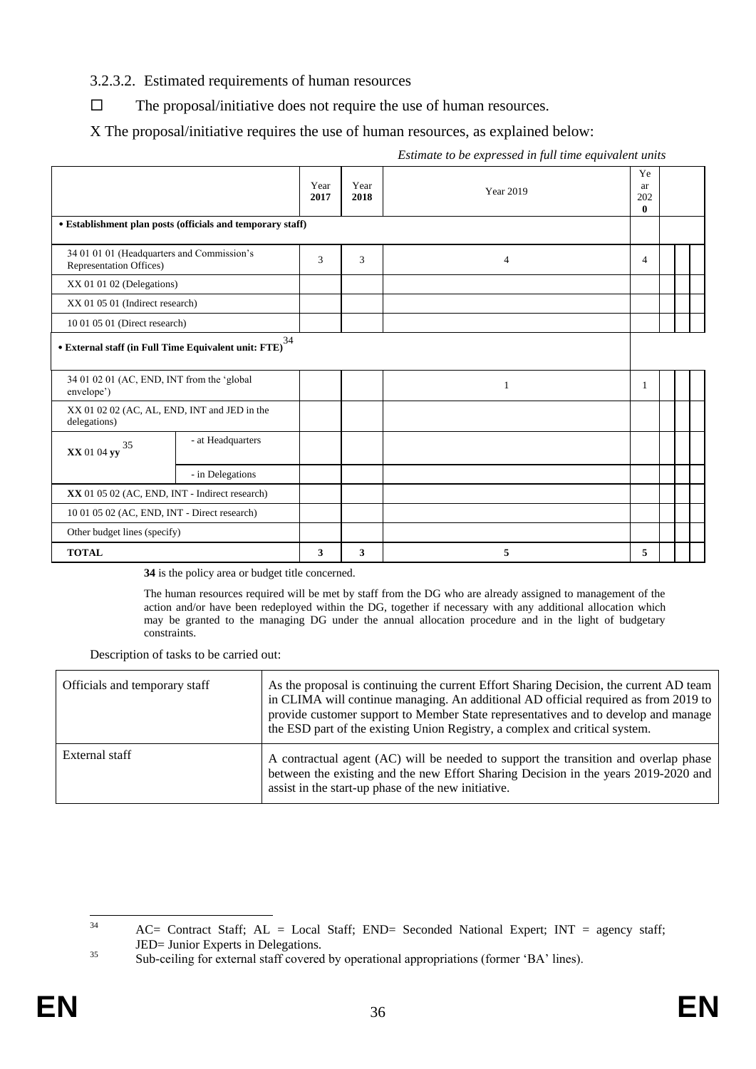3.2.3.2. Estimated requirements of human resources

☐ The proposal/initiative does not require the use of human resources.

X The proposal/initiative requires the use of human resources, as explained below:

*Estimate to be expressed in full time equivalent units*

| | | Year **2017** | Year **2018** | Year 2019 | Year **2020** | | | |
|---|---|---|---|---|---|---|---|---|
| **• Establishment plan posts (officials and temporary staff)** | | | | | | | | |
| 34 01 01 01 (Headquarters and Commission's Representation Offices) | | 3 | 3 | 4 | 4 | | | |
| XX 01 01 02 (Delegations) | | | | | | | | |
| XX 01 05 01 (Indirect research) | | | | | | | | |
| 10 01 05 01 (Direct research) | | | | | | | | |
| **• External staff (in Full Time Equivalent unit: FTE)**[34] | | | | | | | | |
| 34 01 02 01 (AC, END, INT from the 'global envelope') | | | | 1 | 1 | | | |
| XX 01 02 02 (AC, AL, END, INT and JED in the delegations) | | | | | | | | |
| **XX** 01 04 **yy**[35] | - at Headquarters | | | | | | | |
| | - in Delegations | | | | | | | |
| **XX** 01 05 02 (AC, END, INT - Indirect research) | | | | | | | | |
| 10 01 05 02 (AC, END, INT - Direct research) | | | | | | | | |
| Other budget lines (specify) | | | | | | | | |
| **TOTAL** | | **3** | **3** | **5** | **5** | | | |

**34** is the policy area or budget title concerned.

The human resources required will be met by staff from the DG who are already assigned to management of the action and/or have been redeployed within the DG, together if necessary with any additional allocation which may be granted to the managing DG under the annual allocation procedure and in the light of budgetary constraints.

Description of tasks to be carried out:

| | |
|---|---|
| Officials and temporary staff | As the proposal is continuing the current Effort Sharing Decision, the current AD team in CLIMA will continue managing. An additional AD official required as from 2019 to provide customer support to Member State representatives and to develop and manage the ESD part of the existing Union Registry, a complex and critical system. |
| External staff | A contractual agent (AC) will be needed to support the transition and overlap phase between the existing and the new Effort Sharing Decision in the years 2019-2020 and assist in the start-up phase of the new initiative. |

[34] AC= Contract Staff; AL = Local Staff; END= Seconded National Expert; INT = agency staff; JED= Junior Experts in Delegations.

[35] Sub-ceiling for external staff covered by operational appropriations (former 'BA' lines).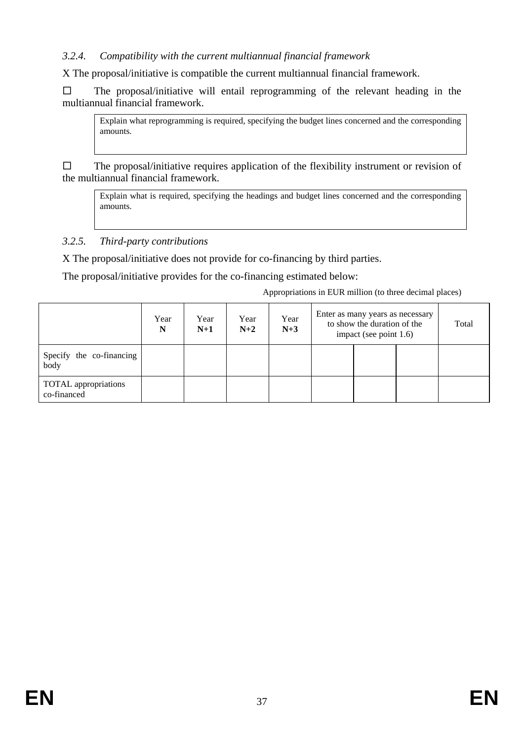### *3.2.4. Compatibility with the current multiannual financial framework*

X The proposal/initiative is compatible the current multiannual financial framework.

☐ The proposal/initiative will entail reprogramming of the relevant heading in the multiannual financial framework.

> Explain what reprogramming is required, specifying the budget lines concerned and the corresponding amounts.

☐ The proposal/initiative requires application of the flexibility instrument or revision of the multiannual financial framework.

> Explain what is required, specifying the headings and budget lines concerned and the corresponding amounts.

### *3.2.5. Third-party contributions*

X The proposal/initiative does not provide for co-financing by third parties.

The proposal/initiative provides for the co-financing estimated below:

Appropriations in EUR million (to three decimal places)

| | Year **N** | Year **N+1** | Year **N+2** | Year **N+3** | Enter as many years as necessary to show the duration of the impact (see point 1.6) | | | Total |
|---|---|---|---|---|---|---|---|---|
| Specify the co-financing body | | | | | | | | |
| TOTAL appropriations co-financed | | | | | | | | |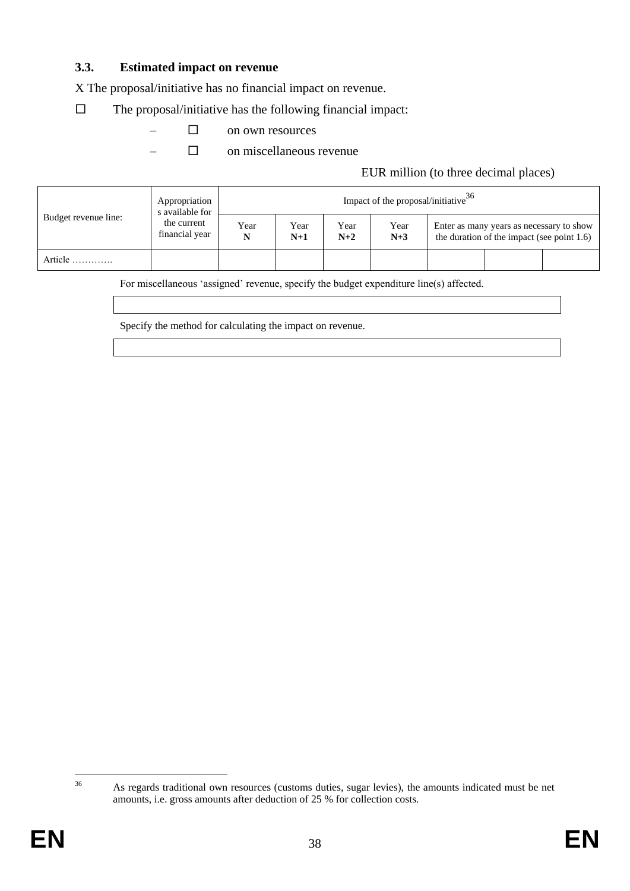### 3.3. Estimated impact on revenue

X The proposal/initiative has no financial impact on revenue.

☐ The proposal/initiative has the following financial impact:

– ☐ on own resources

– ☐ on miscellaneous revenue

EUR million (to three decimal places)

| Budget revenue line: | Appropriations available for the current financial year | Impact of the proposal/initiative[36] | | | | | | |
|---|---|---|---|---|---|---|---|---|
| | | Year **N** | Year **N+1** | Year **N+2** | Year **N+3** | Enter as many years as necessary to show the duration of the impact (see point 1.6) | | |
| Article …………. | | | | | | | | |

For miscellaneous 'assigned' revenue, specify the budget expenditure line(s) affected.

| |
|---|
| |

Specify the method for calculating the impact on revenue.

| |
|---|
| |

[36] As regards traditional own resources (customs duties, sugar levies), the amounts indicated must be net amounts, i.e. gross amounts after deduction of 25 % for collection costs.